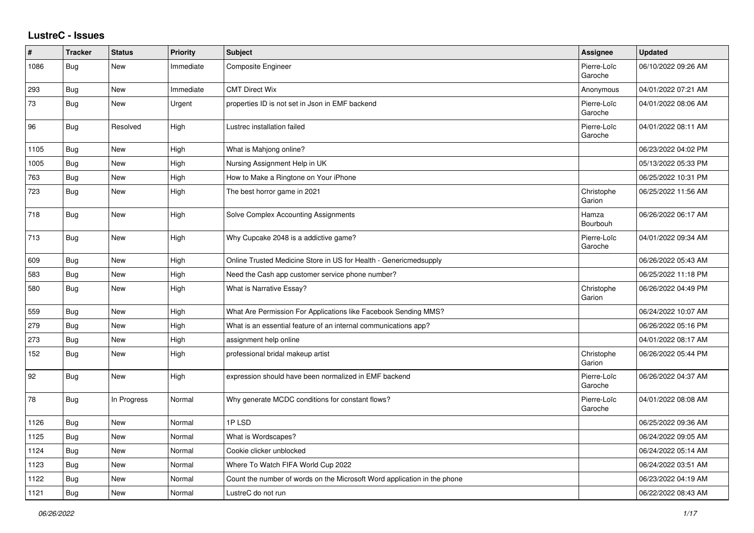# LustreC - Issues

| # | Tracker | Status | Priority | Subject | Assignee | Updated |
|---|---|---|---|---|---|---|
| 1086 | Bug | New | Immediate | Composite Engineer | Pierre-Loïc Garoche | 06/10/2022 09:26 AM |
| 293 | Bug | New | Immediate | CMT Direct Wix | Anonymous | 04/01/2022 07:21 AM |
| 73 | Bug | New | Urgent | properties ID is not set in Json in EMF backend | Pierre-Loïc Garoche | 04/01/2022 08:06 AM |
| 96 | Bug | Resolved | High | Lustrec installation failed | Pierre-Loïc Garoche | 04/01/2022 08:11 AM |
| 1105 | Bug | New | High | What is Mahjong online? | | 06/23/2022 04:02 PM |
| 1005 | Bug | New | High | Nursing Assignment Help in UK | | 05/13/2022 05:33 PM |
| 763 | Bug | New | High | How to Make a Ringtone on Your iPhone | | 06/25/2022 10:31 PM |
| 723 | Bug | New | High | The best horror game in 2021 | Christophe Garion | 06/25/2022 11:56 AM |
| 718 | Bug | New | High | Solve Complex Accounting Assignments | Hamza Bourbouh | 06/26/2022 06:17 AM |
| 713 | Bug | New | High | Why Cupcake 2048 is a addictive game? | Pierre-Loïc Garoche | 04/01/2022 09:34 AM |
| 609 | Bug | New | High | Online Trusted Medicine Store in US for Health - Genericmedsupply | | 06/26/2022 05:43 AM |
| 583 | Bug | New | High | Need the Cash app customer service phone number? | | 06/25/2022 11:18 PM |
| 580 | Bug | New | High | What is Narrative Essay? | Christophe Garion | 06/26/2022 04:49 PM |
| 559 | Bug | New | High | What Are Permission For Applications like Facebook Sending MMS? | | 06/24/2022 10:07 AM |
| 279 | Bug | New | High | What is an essential feature of an internal communications app? | | 06/26/2022 05:16 PM |
| 273 | Bug | New | High | assignment help online | | 04/01/2022 08:17 AM |
| 152 | Bug | New | High | professional bridal makeup artist | Christophe Garion | 06/26/2022 05:44 PM |
| 92 | Bug | New | High | expression should have been normalized in EMF backend | Pierre-Loïc Garoche | 06/26/2022 04:37 AM |
| 78 | Bug | In Progress | Normal | Why generate MCDC conditions for constant flows? | Pierre-Loïc Garoche | 04/01/2022 08:08 AM |
| 1126 | Bug | New | Normal | 1P LSD | | 06/25/2022 09:36 AM |
| 1125 | Bug | New | Normal | What is Wordscapes? | | 06/24/2022 09:05 AM |
| 1124 | Bug | New | Normal | Cookie clicker unblocked | | 06/24/2022 05:14 AM |
| 1123 | Bug | New | Normal | Where To Watch FIFA World Cup 2022 | | 06/24/2022 03:51 AM |
| 1122 | Bug | New | Normal | Count the number of words on the Microsoft Word application in the phone | | 06/23/2022 04:19 AM |
| 1121 | Bug | New | Normal | LustreC do not run | | 06/22/2022 08:43 AM |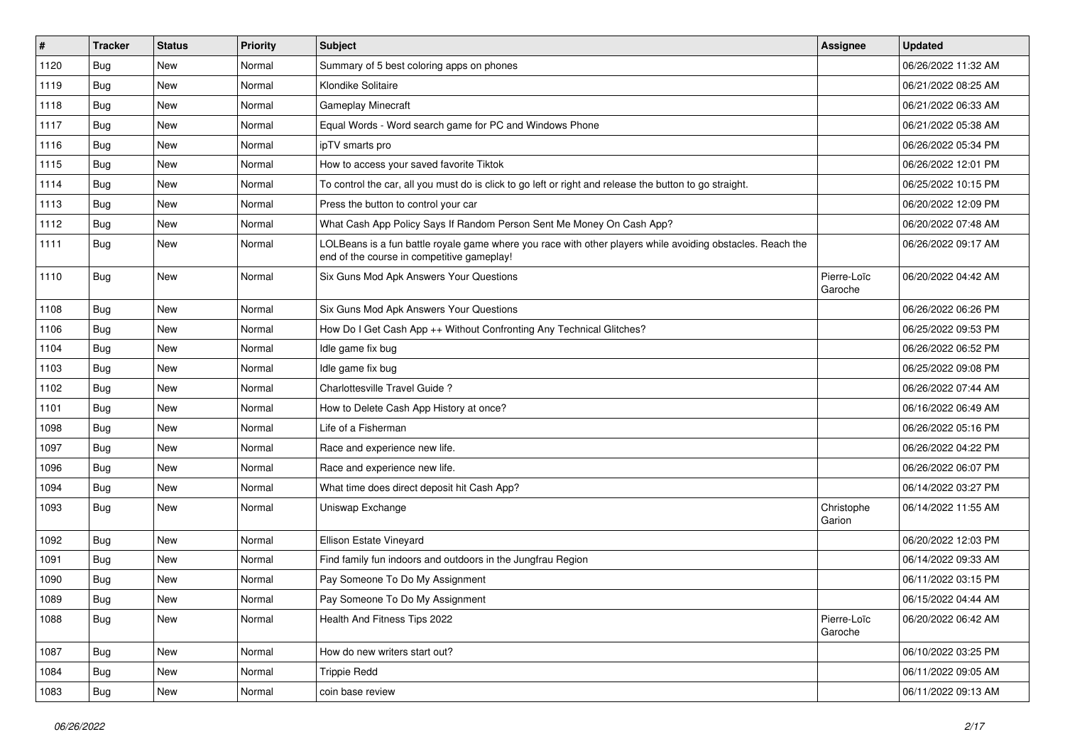| # | Tracker | Status | Priority | Subject | Assignee | Updated |
|---|---|---|---|---|---|---|
| 1120 | Bug | New | Normal | Summary of 5 best coloring apps on phones | | 06/26/2022 11:32 AM |
| 1119 | Bug | New | Normal | Klondike Solitaire | | 06/21/2022 08:25 AM |
| 1118 | Bug | New | Normal | Gameplay Minecraft | | 06/21/2022 06:33 AM |
| 1117 | Bug | New | Normal | Equal Words - Word search game for PC and Windows Phone | | 06/21/2022 05:38 AM |
| 1116 | Bug | New | Normal | ipTV smarts pro | | 06/26/2022 05:34 PM |
| 1115 | Bug | New | Normal | How to access your saved favorite Tiktok | | 06/26/2022 12:01 PM |
| 1114 | Bug | New | Normal | To control the car, all you must do is click to go left or right and release the button to go straight. | | 06/25/2022 10:15 PM |
| 1113 | Bug | New | Normal | Press the button to control your car | | 06/20/2022 12:09 PM |
| 1112 | Bug | New | Normal | What Cash App Policy Says If Random Person Sent Me Money On Cash App? | | 06/20/2022 07:48 AM |
| 1111 | Bug | New | Normal | LOLBeans is a fun battle royale game where you race with other players while avoiding obstacles. Reach the end of the course in competitive gameplay! | | 06/26/2022 09:17 AM |
| 1110 | Bug | New | Normal | Six Guns Mod Apk Answers Your Questions | Pierre-Loïc Garoche | 06/20/2022 04:42 AM |
| 1108 | Bug | New | Normal | Six Guns Mod Apk Answers Your Questions | | 06/26/2022 06:26 PM |
| 1106 | Bug | New | Normal | How Do I Get Cash App ++ Without Confronting Any Technical Glitches? | | 06/25/2022 09:53 PM |
| 1104 | Bug | New | Normal | Idle game fix bug | | 06/26/2022 06:52 PM |
| 1103 | Bug | New | Normal | Idle game fix bug | | 06/25/2022 09:08 PM |
| 1102 | Bug | New | Normal | Charlottesville Travel Guide ? | | 06/26/2022 07:44 AM |
| 1101 | Bug | New | Normal | How to Delete Cash App History at once? | | 06/16/2022 06:49 AM |
| 1098 | Bug | New | Normal | Life of a Fisherman | | 06/26/2022 05:16 PM |
| 1097 | Bug | New | Normal | Race and experience new life. | | 06/26/2022 04:22 PM |
| 1096 | Bug | New | Normal | Race and experience new life. | | 06/26/2022 06:07 PM |
| 1094 | Bug | New | Normal | What time does direct deposit hit Cash App? | | 06/14/2022 03:27 PM |
| 1093 | Bug | New | Normal | Uniswap Exchange | Christophe Garion | 06/14/2022 11:55 AM |
| 1092 | Bug | New | Normal | Ellison Estate Vineyard | | 06/20/2022 12:03 PM |
| 1091 | Bug | New | Normal | Find family fun indoors and outdoors in the Jungfrau Region | | 06/14/2022 09:33 AM |
| 1090 | Bug | New | Normal | Pay Someone To Do My Assignment | | 06/11/2022 03:15 PM |
| 1089 | Bug | New | Normal | Pay Someone To Do My Assignment | | 06/15/2022 04:44 AM |
| 1088 | Bug | New | Normal | Health And Fitness Tips 2022 | Pierre-Loïc Garoche | 06/20/2022 06:42 AM |
| 1087 | Bug | New | Normal | How do new writers start out? | | 06/10/2022 03:25 PM |
| 1084 | Bug | New | Normal | Trippie Redd | | 06/11/2022 09:05 AM |
| 1083 | Bug | New | Normal | coin base review | | 06/11/2022 09:13 AM |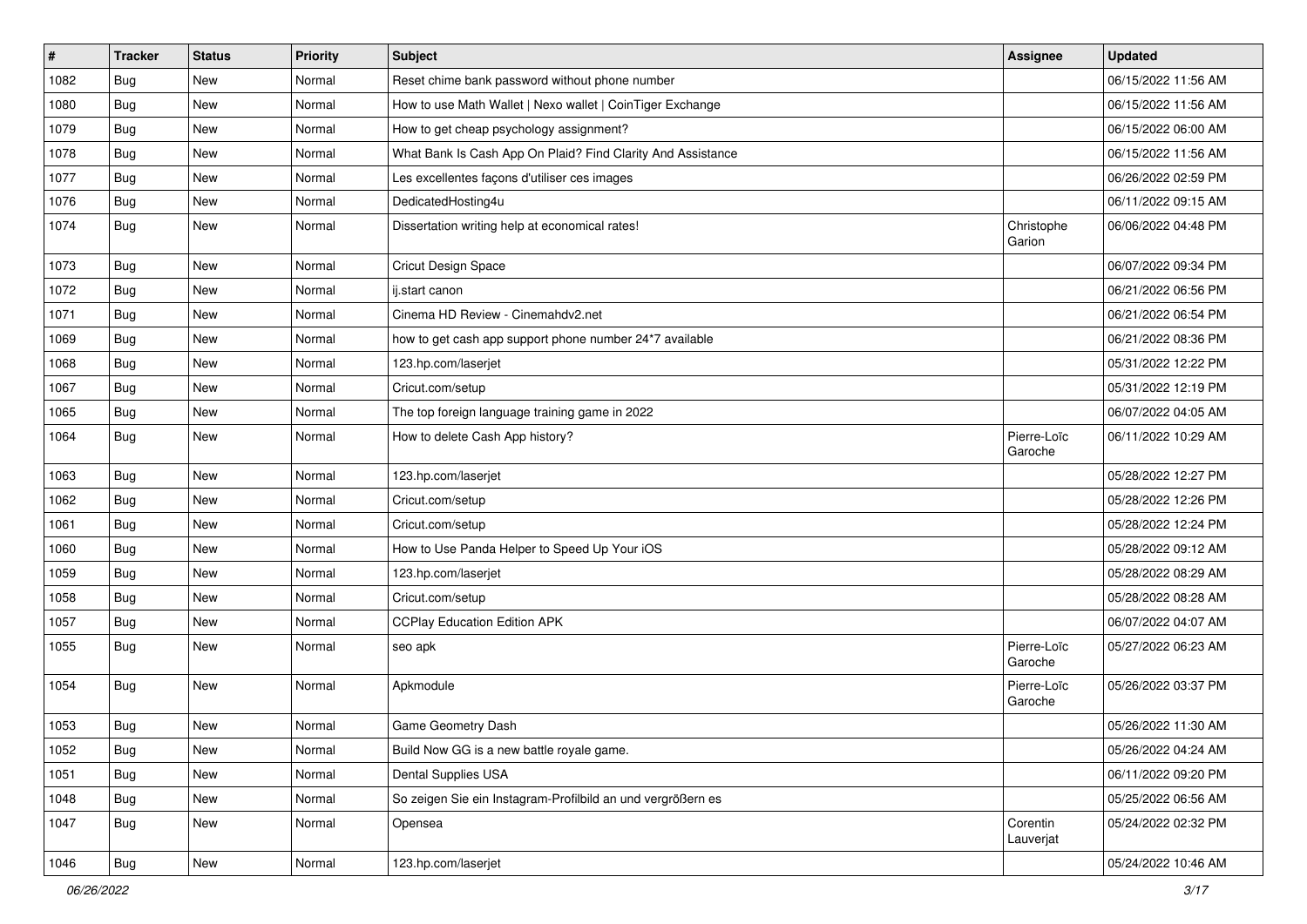| # | Tracker | Status | Priority | Subject | Assignee | Updated |
|---|---|---|---|---|---|---|
| 1082 | Bug | New | Normal | Reset chime bank password without phone number | | 06/15/2022 11:56 AM |
| 1080 | Bug | New | Normal | How to use Math Wallet &#124; Nexo wallet &#124; CoinTiger Exchange | | 06/15/2022 11:56 AM |
| 1079 | Bug | New | Normal | How to get cheap psychology assignment? | | 06/15/2022 06:00 AM |
| 1078 | Bug | New | Normal | What Bank Is Cash App On Plaid? Find Clarity And Assistance | | 06/15/2022 11:56 AM |
| 1077 | Bug | New | Normal | Les excellentes façons d'utiliser ces images | | 06/26/2022 02:59 PM |
| 1076 | Bug | New | Normal | DedicatedHosting4u | | 06/11/2022 09:15 AM |
| 1074 | Bug | New | Normal | Dissertation writing help at economical rates! | Christophe Garion | 06/06/2022 04:48 PM |
| 1073 | Bug | New | Normal | Cricut Design Space | | 06/07/2022 09:34 PM |
| 1072 | Bug | New | Normal | ij.start canon | | 06/21/2022 06:56 PM |
| 1071 | Bug | New | Normal | Cinema HD Review - Cinemahdv2.net | | 06/21/2022 06:54 PM |
| 1069 | Bug | New | Normal | how to get cash app support phone number 24*7 available | | 06/21/2022 08:36 PM |
| 1068 | Bug | New | Normal | 123.hp.com/laserjet | | 05/31/2022 12:22 PM |
| 1067 | Bug | New | Normal | Cricut.com/setup | | 05/31/2022 12:19 PM |
| 1065 | Bug | New | Normal | The top foreign language training game in 2022 | | 06/07/2022 04:05 AM |
| 1064 | Bug | New | Normal | How to delete Cash App history? | Pierre-Loïc Garoche | 06/11/2022 10:29 AM |
| 1063 | Bug | New | Normal | 123.hp.com/laserjet | | 05/28/2022 12:27 PM |
| 1062 | Bug | New | Normal | Cricut.com/setup | | 05/28/2022 12:26 PM |
| 1061 | Bug | New | Normal | Cricut.com/setup | | 05/28/2022 12:24 PM |
| 1060 | Bug | New | Normal | How to Use Panda Helper to Speed Up Your iOS | | 05/28/2022 09:12 AM |
| 1059 | Bug | New | Normal | 123.hp.com/laserjet | | 05/28/2022 08:29 AM |
| 1058 | Bug | New | Normal | Cricut.com/setup | | 05/28/2022 08:28 AM |
| 1057 | Bug | New | Normal | CCPlay Education Edition APK | | 06/07/2022 04:07 AM |
| 1055 | Bug | New | Normal | seo apk | Pierre-Loïc Garoche | 05/27/2022 06:23 AM |
| 1054 | Bug | New | Normal | Apkmodule | Pierre-Loïc Garoche | 05/26/2022 03:37 PM |
| 1053 | Bug | New | Normal | Game Geometry Dash | | 05/26/2022 11:30 AM |
| 1052 | Bug | New | Normal | Build Now GG is a new battle royale game. | | 05/26/2022 04:24 AM |
| 1051 | Bug | New | Normal | Dental Supplies USA | | 06/11/2022 09:20 PM |
| 1048 | Bug | New | Normal | So zeigen Sie ein Instagram-Profilbild an und vergrößern es | | 05/25/2022 06:56 AM |
| 1047 | Bug | New | Normal | Opensea | Corentin Lauverjat | 05/24/2022 02:32 PM |
| 1046 | Bug | New | Normal | 123.hp.com/laserjet | | 05/24/2022 10:46 AM |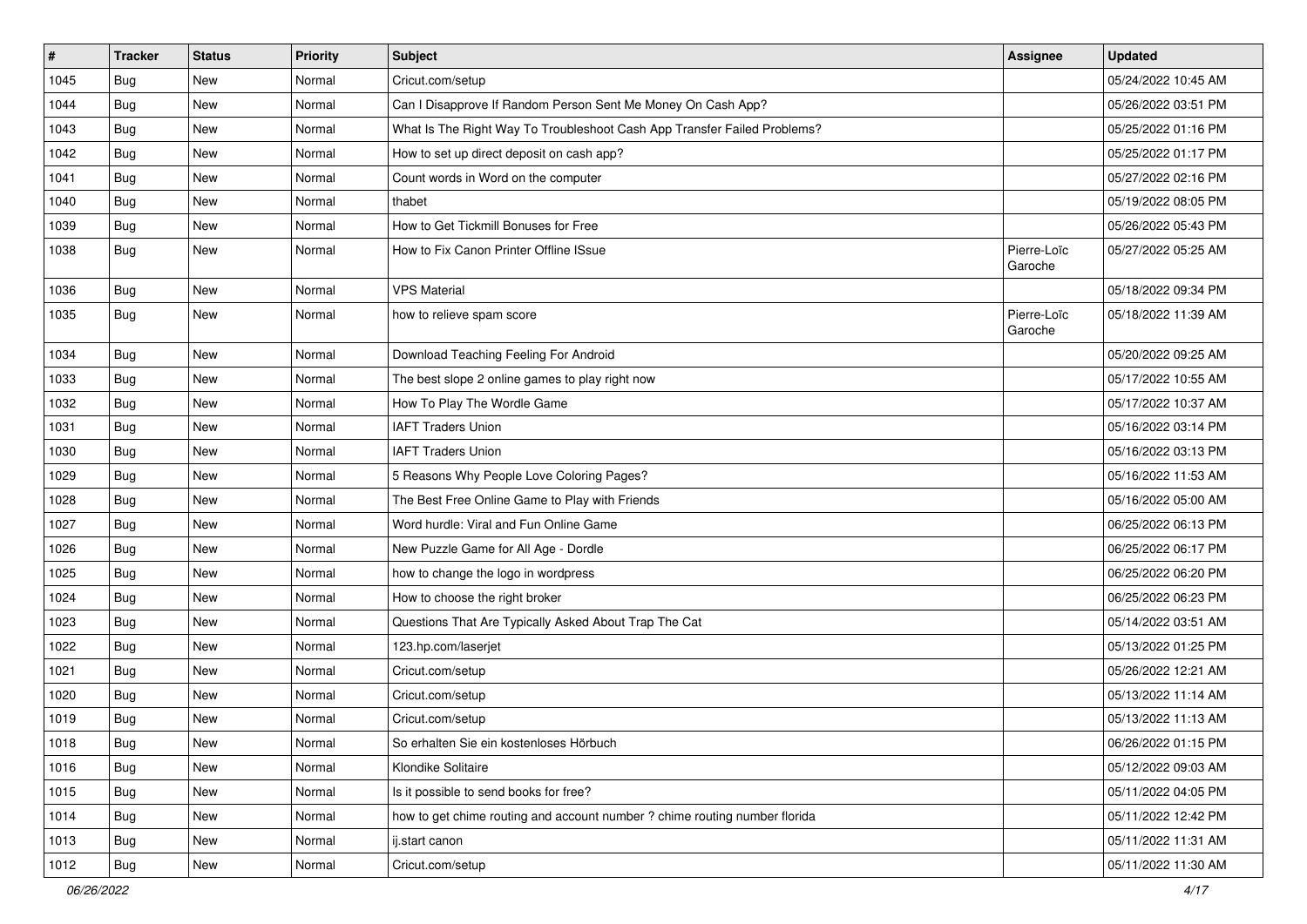| # | Tracker | Status | Priority | Subject | Assignee | Updated |
|---|---|---|---|---|---|---|
| 1045 | Bug | New | Normal | Cricut.com/setup | | 05/24/2022 10:45 AM |
| 1044 | Bug | New | Normal | Can I Disapprove If Random Person Sent Me Money On Cash App? | | 05/26/2022 03:51 PM |
| 1043 | Bug | New | Normal | What Is The Right Way To Troubleshoot Cash App Transfer Failed Problems? | | 05/25/2022 01:16 PM |
| 1042 | Bug | New | Normal | How to set up direct deposit on cash app? | | 05/25/2022 01:17 PM |
| 1041 | Bug | New | Normal | Count words in Word on the computer | | 05/27/2022 02:16 PM |
| 1040 | Bug | New | Normal | thabet | | 05/19/2022 08:05 PM |
| 1039 | Bug | New | Normal | How to Get Tickmill Bonuses for Free | | 05/26/2022 05:43 PM |
| 1038 | Bug | New | Normal | How to Fix Canon Printer Offline ISsue | Pierre-Loïc Garoche | 05/27/2022 05:25 AM |
| 1036 | Bug | New | Normal | VPS Material | | 05/18/2022 09:34 PM |
| 1035 | Bug | New | Normal | how to relieve spam score | Pierre-Loïc Garoche | 05/18/2022 11:39 AM |
| 1034 | Bug | New | Normal | Download Teaching Feeling For Android | | 05/20/2022 09:25 AM |
| 1033 | Bug | New | Normal | The best slope 2 online games to play right now | | 05/17/2022 10:55 AM |
| 1032 | Bug | New | Normal | How To Play The Wordle Game | | 05/17/2022 10:37 AM |
| 1031 | Bug | New | Normal | IAFT Traders Union | | 05/16/2022 03:14 PM |
| 1030 | Bug | New | Normal | IAFT Traders Union | | 05/16/2022 03:13 PM |
| 1029 | Bug | New | Normal | 5 Reasons Why People Love Coloring Pages? | | 05/16/2022 11:53 AM |
| 1028 | Bug | New | Normal | The Best Free Online Game to Play with Friends | | 05/16/2022 05:00 AM |
| 1027 | Bug | New | Normal | Word hurdle: Viral and Fun Online Game | | 06/25/2022 06:13 PM |
| 1026 | Bug | New | Normal | New Puzzle Game for All Age - Dordle | | 06/25/2022 06:17 PM |
| 1025 | Bug | New | Normal | how to change the logo in wordpress | | 06/25/2022 06:20 PM |
| 1024 | Bug | New | Normal | How to choose the right broker | | 06/25/2022 06:23 PM |
| 1023 | Bug | New | Normal | Questions That Are Typically Asked About Trap The Cat | | 05/14/2022 03:51 AM |
| 1022 | Bug | New | Normal | 123.hp.com/laserjet | | 05/13/2022 01:25 PM |
| 1021 | Bug | New | Normal | Cricut.com/setup | | 05/26/2022 12:21 AM |
| 1020 | Bug | New | Normal | Cricut.com/setup | | 05/13/2022 11:14 AM |
| 1019 | Bug | New | Normal | Cricut.com/setup | | 05/13/2022 11:13 AM |
| 1018 | Bug | New | Normal | So erhalten Sie ein kostenloses Hörbuch | | 06/26/2022 01:15 PM |
| 1016 | Bug | New | Normal | Klondike Solitaire | | 05/12/2022 09:03 AM |
| 1015 | Bug | New | Normal | Is it possible to send books for free? | | 05/11/2022 04:05 PM |
| 1014 | Bug | New | Normal | how to get chime routing and account number ? chime routing number florida | | 05/11/2022 12:42 PM |
| 1013 | Bug | New | Normal | ij.start canon | | 05/11/2022 11:31 AM |
| 1012 | Bug | New | Normal | Cricut.com/setup | | 05/11/2022 11:30 AM |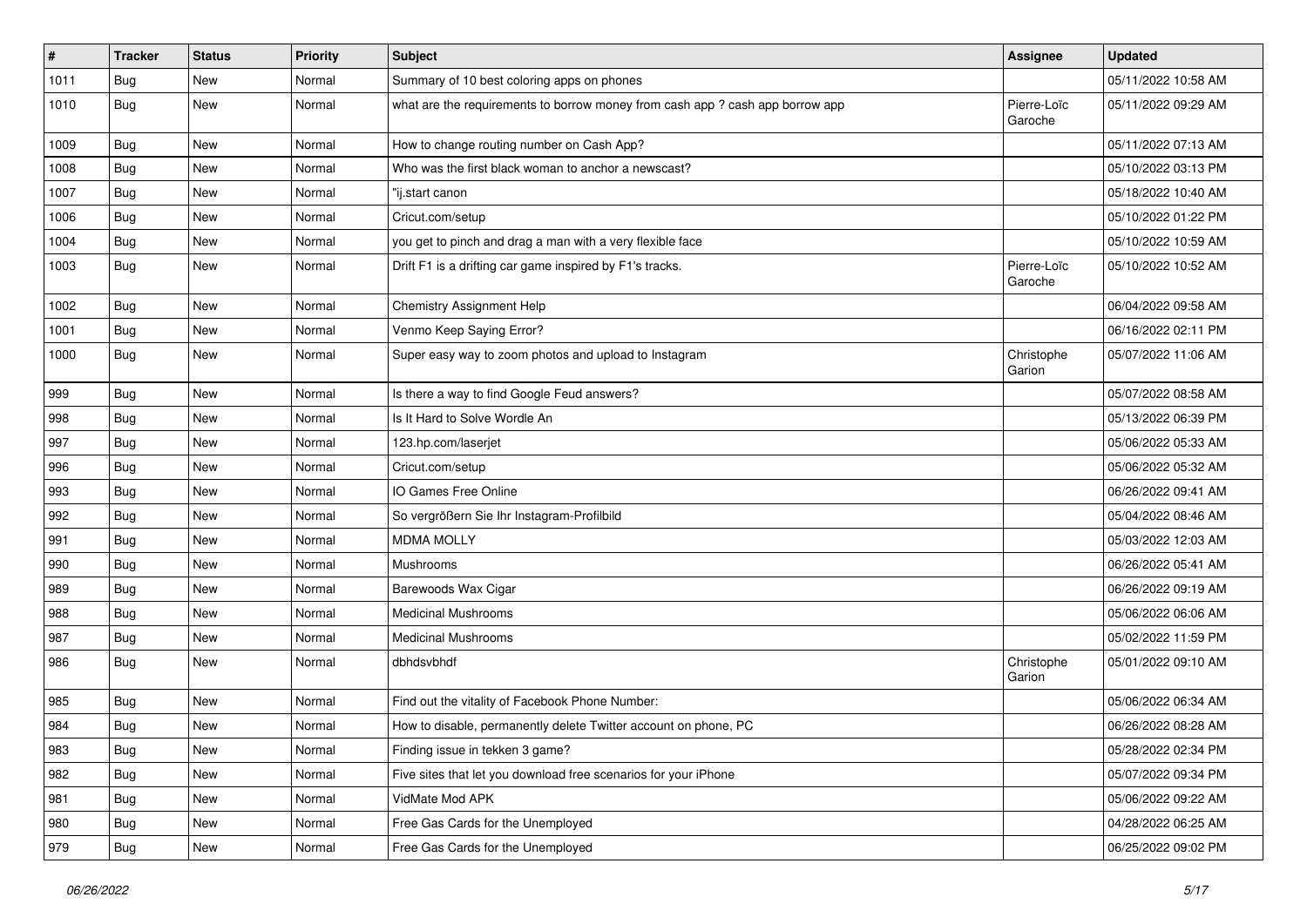| # | Tracker | Status | Priority | Subject | Assignee | Updated |
|---|---|---|---|---|---|---|
| 1011 | Bug | New | Normal | Summary of 10 best coloring apps on phones | | 05/11/2022 10:58 AM |
| 1010 | Bug | New | Normal | what are the requirements to borrow money from cash app ? cash app borrow app | Pierre-Loïc Garoche | 05/11/2022 09:29 AM |
| 1009 | Bug | New | Normal | How to change routing number on Cash App? | | 05/11/2022 07:13 AM |
| 1008 | Bug | New | Normal | Who was the first black woman to anchor a newscast? | | 05/10/2022 03:13 PM |
| 1007 | Bug | New | Normal | "ij.start canon | | 05/18/2022 10:40 AM |
| 1006 | Bug | New | Normal | Cricut.com/setup | | 05/10/2022 01:22 PM |
| 1004 | Bug | New | Normal | you get to pinch and drag a man with a very flexible face | | 05/10/2022 10:59 AM |
| 1003 | Bug | New | Normal | Drift F1 is a drifting car game inspired by F1's tracks. | Pierre-Loïc Garoche | 05/10/2022 10:52 AM |
| 1002 | Bug | New | Normal | Chemistry Assignment Help | | 06/04/2022 09:58 AM |
| 1001 | Bug | New | Normal | Venmo Keep Saying Error? | | 06/16/2022 02:11 PM |
| 1000 | Bug | New | Normal | Super easy way to zoom photos and upload to Instagram | Christophe Garion | 05/07/2022 11:06 AM |
| 999 | Bug | New | Normal | Is there a way to find Google Feud answers? | | 05/07/2022 08:58 AM |
| 998 | Bug | New | Normal | Is It Hard to Solve Wordle An | | 05/13/2022 06:39 PM |
| 997 | Bug | New | Normal | 123.hp.com/laserjet | | 05/06/2022 05:33 AM |
| 996 | Bug | New | Normal | Cricut.com/setup | | 05/06/2022 05:32 AM |
| 993 | Bug | New | Normal | IO Games Free Online | | 06/26/2022 09:41 AM |
| 992 | Bug | New | Normal | So vergrößern Sie Ihr Instagram-Profilbild | | 05/04/2022 08:46 AM |
| 991 | Bug | New | Normal | MDMA MOLLY | | 05/03/2022 12:03 AM |
| 990 | Bug | New | Normal | Mushrooms | | 06/26/2022 05:41 AM |
| 989 | Bug | New | Normal | Barewoods Wax Cigar | | 06/26/2022 09:19 AM |
| 988 | Bug | New | Normal | Medicinal Mushrooms | | 05/06/2022 06:06 AM |
| 987 | Bug | New | Normal | Medicinal Mushrooms | | 05/02/2022 11:59 PM |
| 986 | Bug | New | Normal | dbhdsvbhdf | Christophe Garion | 05/01/2022 09:10 AM |
| 985 | Bug | New | Normal | Find out the vitality of Facebook Phone Number: | | 05/06/2022 06:34 AM |
| 984 | Bug | New | Normal | How to disable, permanently delete Twitter account on phone, PC | | 06/26/2022 08:28 AM |
| 983 | Bug | New | Normal | Finding issue in tekken 3 game? | | 05/28/2022 02:34 PM |
| 982 | Bug | New | Normal | Five sites that let you download free scenarios for your iPhone | | 05/07/2022 09:34 PM |
| 981 | Bug | New | Normal | VidMate Mod APK | | 05/06/2022 09:22 AM |
| 980 | Bug | New | Normal | Free Gas Cards for the Unemployed | | 04/28/2022 06:25 AM |
| 979 | Bug | New | Normal | Free Gas Cards for the Unemployed | | 06/25/2022 09:02 PM |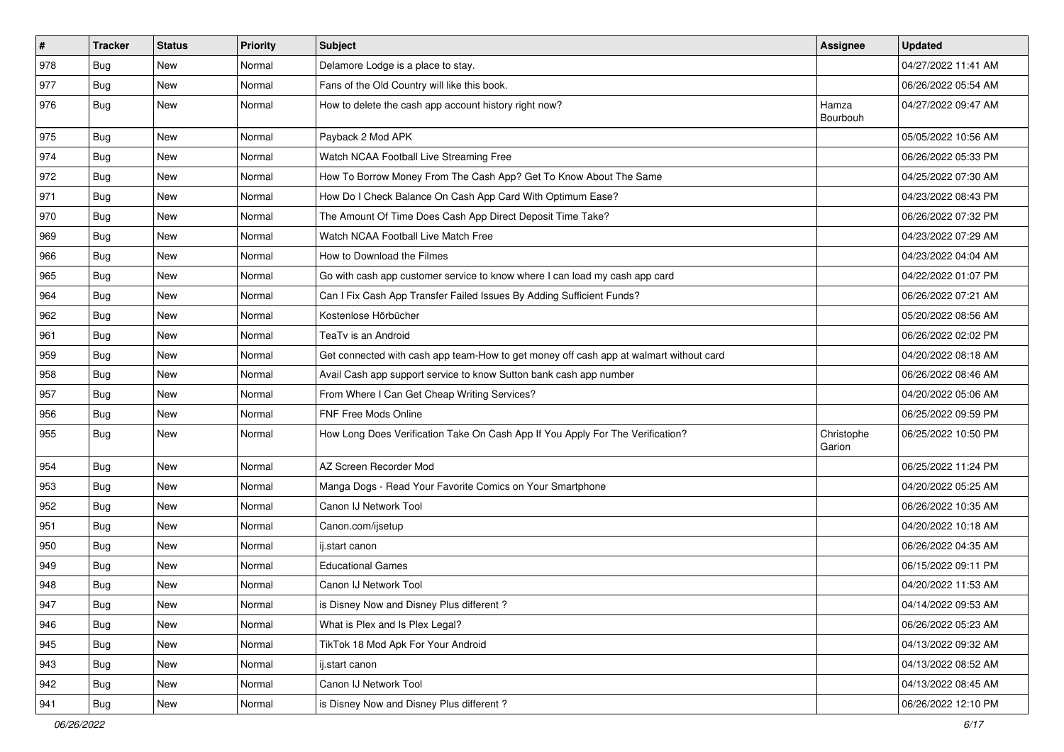| # | Tracker | Status | Priority | Subject | Assignee | Updated |
|---|---|---|---|---|---|---|
| 978 | Bug | New | Normal | Delamore Lodge is a place to stay. | | 04/27/2022 11:41 AM |
| 977 | Bug | New | Normal | Fans of the Old Country will like this book. | | 06/26/2022 05:54 AM |
| 976 | Bug | New | Normal | How to delete the cash app account history right now? | Hamza Bourbouh | 04/27/2022 09:47 AM |
| 975 | Bug | New | Normal | Payback 2 Mod APK | | 05/05/2022 10:56 AM |
| 974 | Bug | New | Normal | Watch NCAA Football Live Streaming Free | | 06/26/2022 05:33 PM |
| 972 | Bug | New | Normal | How To Borrow Money From The Cash App? Get To Know About The Same | | 04/25/2022 07:30 AM |
| 971 | Bug | New | Normal | How Do I Check Balance On Cash App Card With Optimum Ease? | | 04/23/2022 08:43 PM |
| 970 | Bug | New | Normal | The Amount Of Time Does Cash App Direct Deposit Time Take? | | 06/26/2022 07:32 PM |
| 969 | Bug | New | Normal | Watch NCAA Football Live Match Free | | 04/23/2022 07:29 AM |
| 966 | Bug | New | Normal | How to Download the Filmes | | 04/23/2022 04:04 AM |
| 965 | Bug | New | Normal | Go with cash app customer service to know where I can load my cash app card | | 04/22/2022 01:07 PM |
| 964 | Bug | New | Normal | Can I Fix Cash App Transfer Failed Issues By Adding Sufficient Funds? | | 06/26/2022 07:21 AM |
| 962 | Bug | New | Normal | Kostenlose Hörbücher | | 05/20/2022 08:56 AM |
| 961 | Bug | New | Normal | TeaTv is an Android | | 06/26/2022 02:02 PM |
| 959 | Bug | New | Normal | Get connected with cash app team-How to get money off cash app at walmart without card | | 04/20/2022 08:18 AM |
| 958 | Bug | New | Normal | Avail Cash app support service to know Sutton bank cash app number | | 06/26/2022 08:46 AM |
| 957 | Bug | New | Normal | From Where I Can Get Cheap Writing Services? | | 04/20/2022 05:06 AM |
| 956 | Bug | New | Normal | FNF Free Mods Online | | 06/25/2022 09:59 PM |
| 955 | Bug | New | Normal | How Long Does Verification Take On Cash App If You Apply For The Verification? | Christophe Garion | 06/25/2022 10:50 PM |
| 954 | Bug | New | Normal | AZ Screen Recorder Mod | | 06/25/2022 11:24 PM |
| 953 | Bug | New | Normal | Manga Dogs - Read Your Favorite Comics on Your Smartphone | | 04/20/2022 05:25 AM |
| 952 | Bug | New | Normal | Canon IJ Network Tool | | 06/26/2022 10:35 AM |
| 951 | Bug | New | Normal | Canon.com/ijsetup | | 04/20/2022 10:18 AM |
| 950 | Bug | New | Normal | ij.start canon | | 06/26/2022 04:35 AM |
| 949 | Bug | New | Normal | Educational Games | | 06/15/2022 09:11 PM |
| 948 | Bug | New | Normal | Canon IJ Network Tool | | 04/20/2022 11:53 AM |
| 947 | Bug | New | Normal | is Disney Now and Disney Plus different ? | | 04/14/2022 09:53 AM |
| 946 | Bug | New | Normal | What is Plex and Is Plex Legal? | | 06/26/2022 05:23 AM |
| 945 | Bug | New | Normal | TikTok 18 Mod Apk For Your Android | | 04/13/2022 09:32 AM |
| 943 | Bug | New | Normal | ij.start canon | | 04/13/2022 08:52 AM |
| 942 | Bug | New | Normal | Canon IJ Network Tool | | 04/13/2022 08:45 AM |
| 941 | Bug | New | Normal | is Disney Now and Disney Plus different ? | | 06/26/2022 12:10 PM |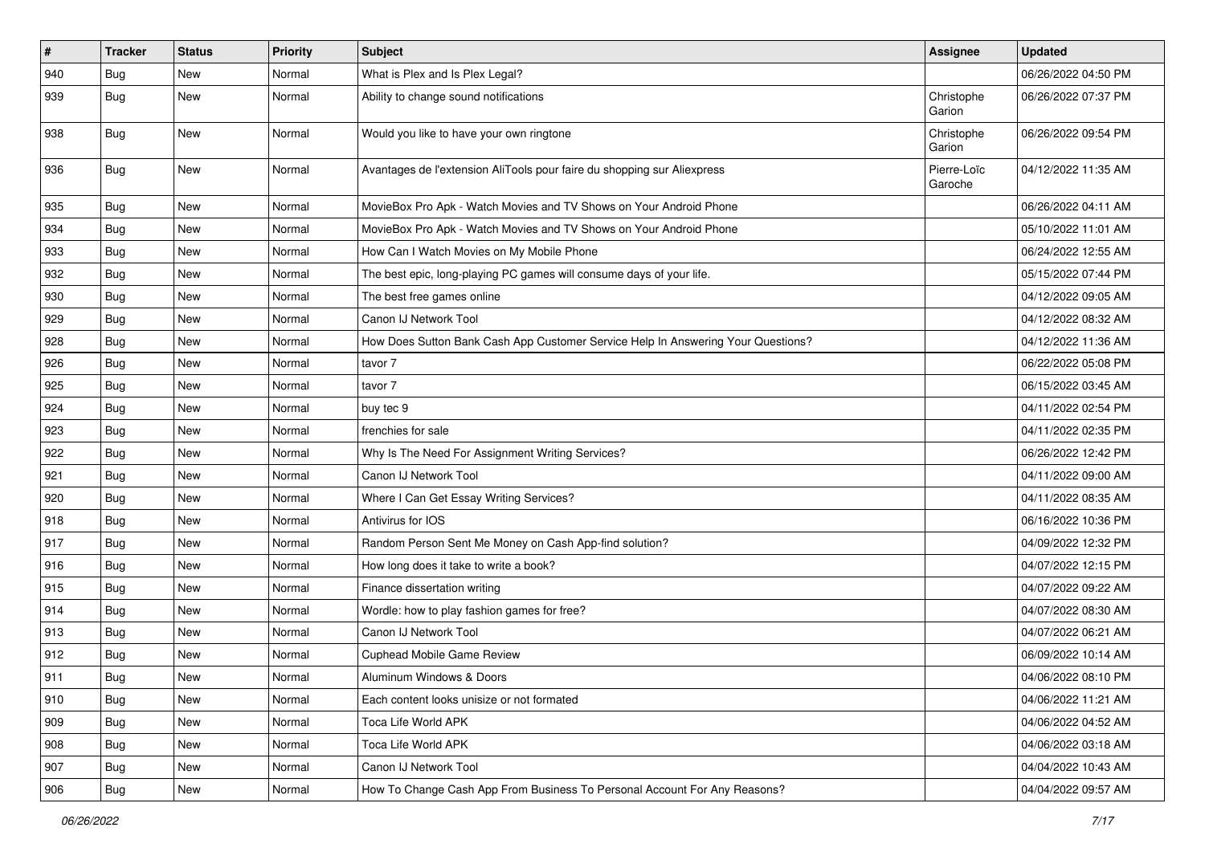| # | Tracker | Status | Priority | Subject | Assignee | Updated |
|---|---|---|---|---|---|---|
| 940 | Bug | New | Normal | What is Plex and Is Plex Legal? | | 06/26/2022 04:50 PM |
| 939 | Bug | New | Normal | Ability to change sound notifications | Christophe Garion | 06/26/2022 07:37 PM |
| 938 | Bug | New | Normal | Would you like to have your own ringtone | Christophe Garion | 06/26/2022 09:54 PM |
| 936 | Bug | New | Normal | Avantages de l'extension AliTools pour faire du shopping sur Aliexpress | Pierre-Loïc Garoche | 04/12/2022 11:35 AM |
| 935 | Bug | New | Normal | MovieBox Pro Apk - Watch Movies and TV Shows on Your Android Phone | | 06/26/2022 04:11 AM |
| 934 | Bug | New | Normal | MovieBox Pro Apk - Watch Movies and TV Shows on Your Android Phone | | 05/10/2022 11:01 AM |
| 933 | Bug | New | Normal | How Can I Watch Movies on My Mobile Phone | | 06/24/2022 12:55 AM |
| 932 | Bug | New | Normal | The best epic, long-playing PC games will consume days of your life. | | 05/15/2022 07:44 PM |
| 930 | Bug | New | Normal | The best free games online | | 04/12/2022 09:05 AM |
| 929 | Bug | New | Normal | Canon IJ Network Tool | | 04/12/2022 08:32 AM |
| 928 | Bug | New | Normal | How Does Sutton Bank Cash App Customer Service Help In Answering Your Questions? | | 04/12/2022 11:36 AM |
| 926 | Bug | New | Normal | tavor 7 | | 06/22/2022 05:08 PM |
| 925 | Bug | New | Normal | tavor 7 | | 06/15/2022 03:45 AM |
| 924 | Bug | New | Normal | buy tec 9 | | 04/11/2022 02:54 PM |
| 923 | Bug | New | Normal | frenchies for sale | | 04/11/2022 02:35 PM |
| 922 | Bug | New | Normal | Why Is The Need For Assignment Writing Services? | | 06/26/2022 12:42 PM |
| 921 | Bug | New | Normal | Canon IJ Network Tool | | 04/11/2022 09:00 AM |
| 920 | Bug | New | Normal | Where I Can Get Essay Writing Services? | | 04/11/2022 08:35 AM |
| 918 | Bug | New | Normal | Antivirus for IOS | | 06/16/2022 10:36 PM |
| 917 | Bug | New | Normal | Random Person Sent Me Money on Cash App-find solution? | | 04/09/2022 12:32 PM |
| 916 | Bug | New | Normal | How long does it take to write a book? | | 04/07/2022 12:15 PM |
| 915 | Bug | New | Normal | Finance dissertation writing | | 04/07/2022 09:22 AM |
| 914 | Bug | New | Normal | Wordle: how to play fashion games for free? | | 04/07/2022 08:30 AM |
| 913 | Bug | New | Normal | Canon IJ Network Tool | | 04/07/2022 06:21 AM |
| 912 | Bug | New | Normal | Cuphead Mobile Game Review | | 06/09/2022 10:14 AM |
| 911 | Bug | New | Normal | Aluminum Windows & Doors | | 04/06/2022 08:10 PM |
| 910 | Bug | New | Normal | Each content looks unisize or not formated | | 04/06/2022 11:21 AM |
| 909 | Bug | New | Normal | Toca Life World APK | | 04/06/2022 04:52 AM |
| 908 | Bug | New | Normal | Toca Life World APK | | 04/06/2022 03:18 AM |
| 907 | Bug | New | Normal | Canon IJ Network Tool | | 04/04/2022 10:43 AM |
| 906 | Bug | New | Normal | How To Change Cash App From Business To Personal Account For Any Reasons? | | 04/04/2022 09:57 AM |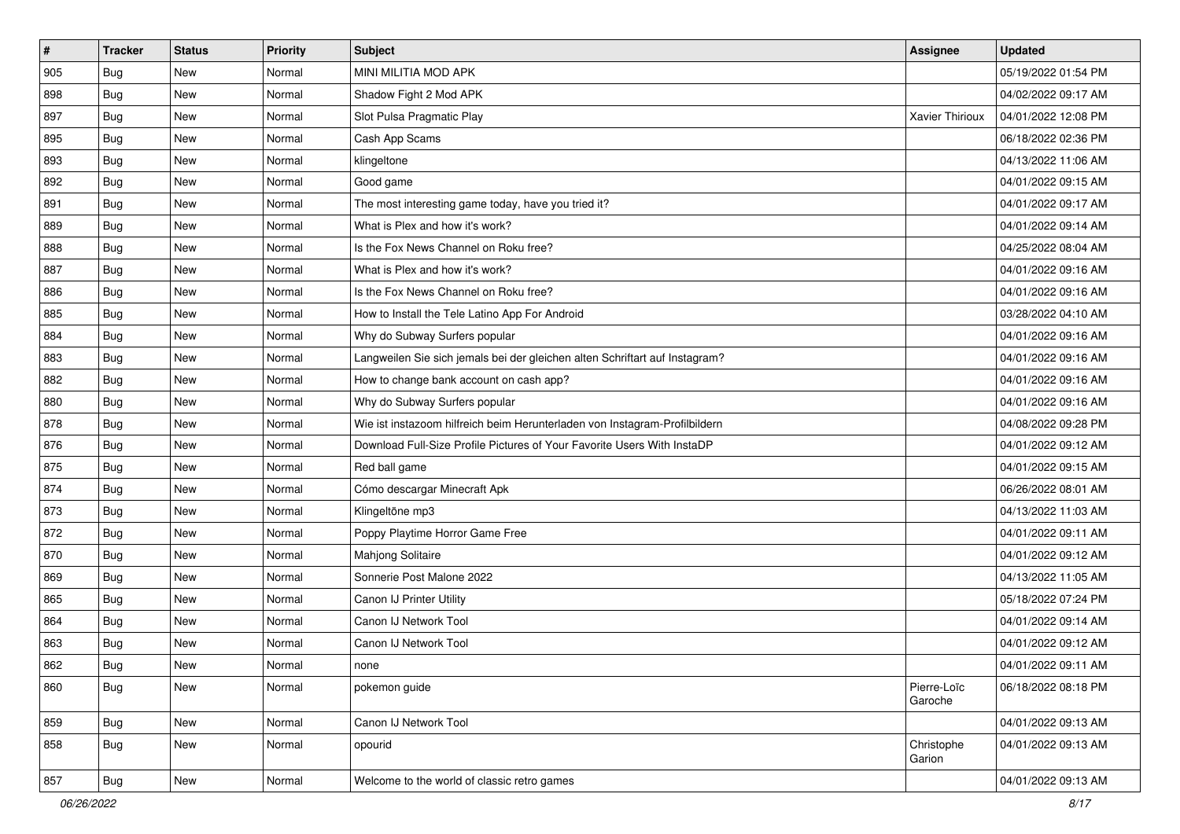| # | Tracker | Status | Priority | Subject | Assignee | Updated |
|---|---|---|---|---|---|---|
| 905 | Bug | New | Normal | MINI MILITIA MOD APK | | 05/19/2022 01:54 PM |
| 898 | Bug | New | Normal | Shadow Fight 2 Mod APK | | 04/02/2022 09:17 AM |
| 897 | Bug | New | Normal | Slot Pulsa Pragmatic Play | Xavier Thirioux | 04/01/2022 12:08 PM |
| 895 | Bug | New | Normal | Cash App Scams | | 06/18/2022 02:36 PM |
| 893 | Bug | New | Normal | klingeltone | | 04/13/2022 11:06 AM |
| 892 | Bug | New | Normal | Good game | | 04/01/2022 09:15 AM |
| 891 | Bug | New | Normal | The most interesting game today, have you tried it? | | 04/01/2022 09:17 AM |
| 889 | Bug | New | Normal | What is Plex and how it's work? | | 04/01/2022 09:14 AM |
| 888 | Bug | New | Normal | Is the Fox News Channel on Roku free? | | 04/25/2022 08:04 AM |
| 887 | Bug | New | Normal | What is Plex and how it's work? | | 04/01/2022 09:16 AM |
| 886 | Bug | New | Normal | Is the Fox News Channel on Roku free? | | 04/01/2022 09:16 AM |
| 885 | Bug | New | Normal | How to Install the Tele Latino App For Android | | 03/28/2022 04:10 AM |
| 884 | Bug | New | Normal | Why do Subway Surfers popular | | 04/01/2022 09:16 AM |
| 883 | Bug | New | Normal | Langweilen Sie sich jemals bei der gleichen alten Schriftart auf Instagram? | | 04/01/2022 09:16 AM |
| 882 | Bug | New | Normal | How to change bank account on cash app? | | 04/01/2022 09:16 AM |
| 880 | Bug | New | Normal | Why do Subway Surfers popular | | 04/01/2022 09:16 AM |
| 878 | Bug | New | Normal | Wie ist instazoom hilfreich beim Herunterladen von Instagram-Profilbildern | | 04/08/2022 09:28 PM |
| 876 | Bug | New | Normal | Download Full-Size Profile Pictures of Your Favorite Users With InstaDP | | 04/01/2022 09:12 AM |
| 875 | Bug | New | Normal | Red ball game | | 04/01/2022 09:15 AM |
| 874 | Bug | New | Normal | Cómo descargar Minecraft Apk | | 06/26/2022 08:01 AM |
| 873 | Bug | New | Normal | Klingeltöne mp3 | | 04/13/2022 11:03 AM |
| 872 | Bug | New | Normal | Poppy Playtime Horror Game Free | | 04/01/2022 09:11 AM |
| 870 | Bug | New | Normal | Mahjong Solitaire | | 04/01/2022 09:12 AM |
| 869 | Bug | New | Normal | Sonnerie Post Malone 2022 | | 04/13/2022 11:05 AM |
| 865 | Bug | New | Normal | Canon IJ Printer Utility | | 05/18/2022 07:24 PM |
| 864 | Bug | New | Normal | Canon IJ Network Tool | | 04/01/2022 09:14 AM |
| 863 | Bug | New | Normal | Canon IJ Network Tool | | 04/01/2022 09:12 AM |
| 862 | Bug | New | Normal | none | | 04/01/2022 09:11 AM |
| 860 | Bug | New | Normal | pokemon guide | Pierre-Loïc Garoche | 06/18/2022 08:18 PM |
| 859 | Bug | New | Normal | Canon IJ Network Tool | | 04/01/2022 09:13 AM |
| 858 | Bug | New | Normal | opourid | Christophe Garion | 04/01/2022 09:13 AM |
| 857 | Bug | New | Normal | Welcome to the world of classic retro games | | 04/01/2022 09:13 AM |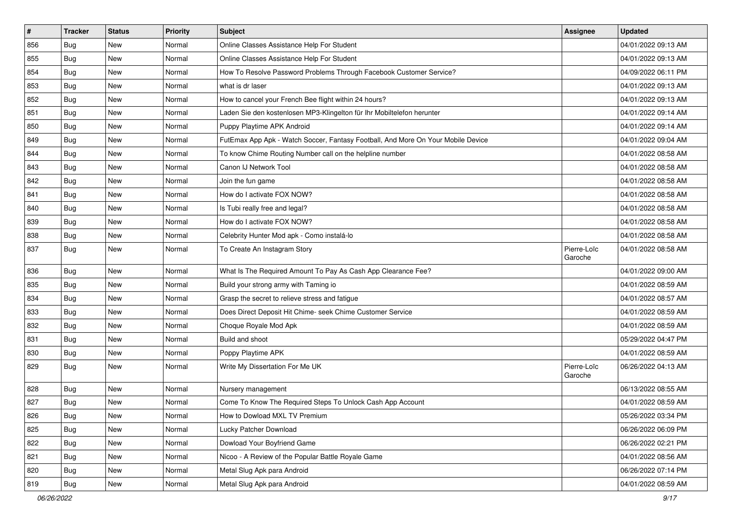| # | Tracker | Status | Priority | Subject | Assignee | Updated |
|---|---|---|---|---|---|---|
| 856 | Bug | New | Normal | Online Classes Assistance Help For Student | | 04/01/2022 09:13 AM |
| 855 | Bug | New | Normal | Online Classes Assistance Help For Student | | 04/01/2022 09:13 AM |
| 854 | Bug | New | Normal | How To Resolve Password Problems Through Facebook Customer Service? | | 04/09/2022 06:11 PM |
| 853 | Bug | New | Normal | what is dr laser | | 04/01/2022 09:13 AM |
| 852 | Bug | New | Normal | How to cancel your French Bee flight within 24 hours? | | 04/01/2022 09:13 AM |
| 851 | Bug | New | Normal | Laden Sie den kostenlosen MP3-Klingelton für Ihr Mobiltelefon herunter | | 04/01/2022 09:14 AM |
| 850 | Bug | New | Normal | Puppy Playtime APK Android | | 04/01/2022 09:14 AM |
| 849 | Bug | New | Normal | FutEmax App Apk - Watch Soccer, Fantasy Football, And More On Your Mobile Device | | 04/01/2022 09:04 AM |
| 844 | Bug | New | Normal | To know Chime Routing Number call on the helpline number | | 04/01/2022 08:58 AM |
| 843 | Bug | New | Normal | Canon IJ Network Tool | | 04/01/2022 08:58 AM |
| 842 | Bug | New | Normal | Join the fun game | | 04/01/2022 08:58 AM |
| 841 | Bug | New | Normal | How do I activate FOX NOW? | | 04/01/2022 08:58 AM |
| 840 | Bug | New | Normal | Is Tubi really free and legal? | | 04/01/2022 08:58 AM |
| 839 | Bug | New | Normal | How do I activate FOX NOW? | | 04/01/2022 08:58 AM |
| 838 | Bug | New | Normal | Celebrity Hunter Mod apk - Como instalá-lo | | 04/01/2022 08:58 AM |
| 837 | Bug | New | Normal | To Create An Instagram Story | Pierre-Loïc Garoche | 04/01/2022 08:58 AM |
| 836 | Bug | New | Normal | What Is The Required Amount To Pay As Cash App Clearance Fee? | | 04/01/2022 09:00 AM |
| 835 | Bug | New | Normal | Build your strong army with Taming io | | 04/01/2022 08:59 AM |
| 834 | Bug | New | Normal | Grasp the secret to relieve stress and fatigue | | 04/01/2022 08:57 AM |
| 833 | Bug | New | Normal | Does Direct Deposit Hit Chime- seek Chime Customer Service | | 04/01/2022 08:59 AM |
| 832 | Bug | New | Normal | Choque Royale Mod Apk | | 04/01/2022 08:59 AM |
| 831 | Bug | New | Normal | Build and shoot | | 05/29/2022 04:47 PM |
| 830 | Bug | New | Normal | Poppy Playtime APK | | 04/01/2022 08:59 AM |
| 829 | Bug | New | Normal | Write My Dissertation For Me UK | Pierre-Loïc Garoche | 06/26/2022 04:13 AM |
| 828 | Bug | New | Normal | Nursery management | | 06/13/2022 08:55 AM |
| 827 | Bug | New | Normal | Come To Know The Required Steps To Unlock Cash App Account | | 04/01/2022 08:59 AM |
| 826 | Bug | New | Normal | How to Dowload MXL TV Premium | | 05/26/2022 03:34 PM |
| 825 | Bug | New | Normal | Lucky Patcher Download | | 06/26/2022 06:09 PM |
| 822 | Bug | New | Normal | Dowload Your Boyfriend Game | | 06/26/2022 02:21 PM |
| 821 | Bug | New | Normal | Nicoo - A Review of the Popular Battle Royale Game | | 04/01/2022 08:56 AM |
| 820 | Bug | New | Normal | Metal Slug Apk para Android | | 06/26/2022 07:14 PM |
| 819 | Bug | New | Normal | Metal Slug Apk para Android | | 04/01/2022 08:59 AM |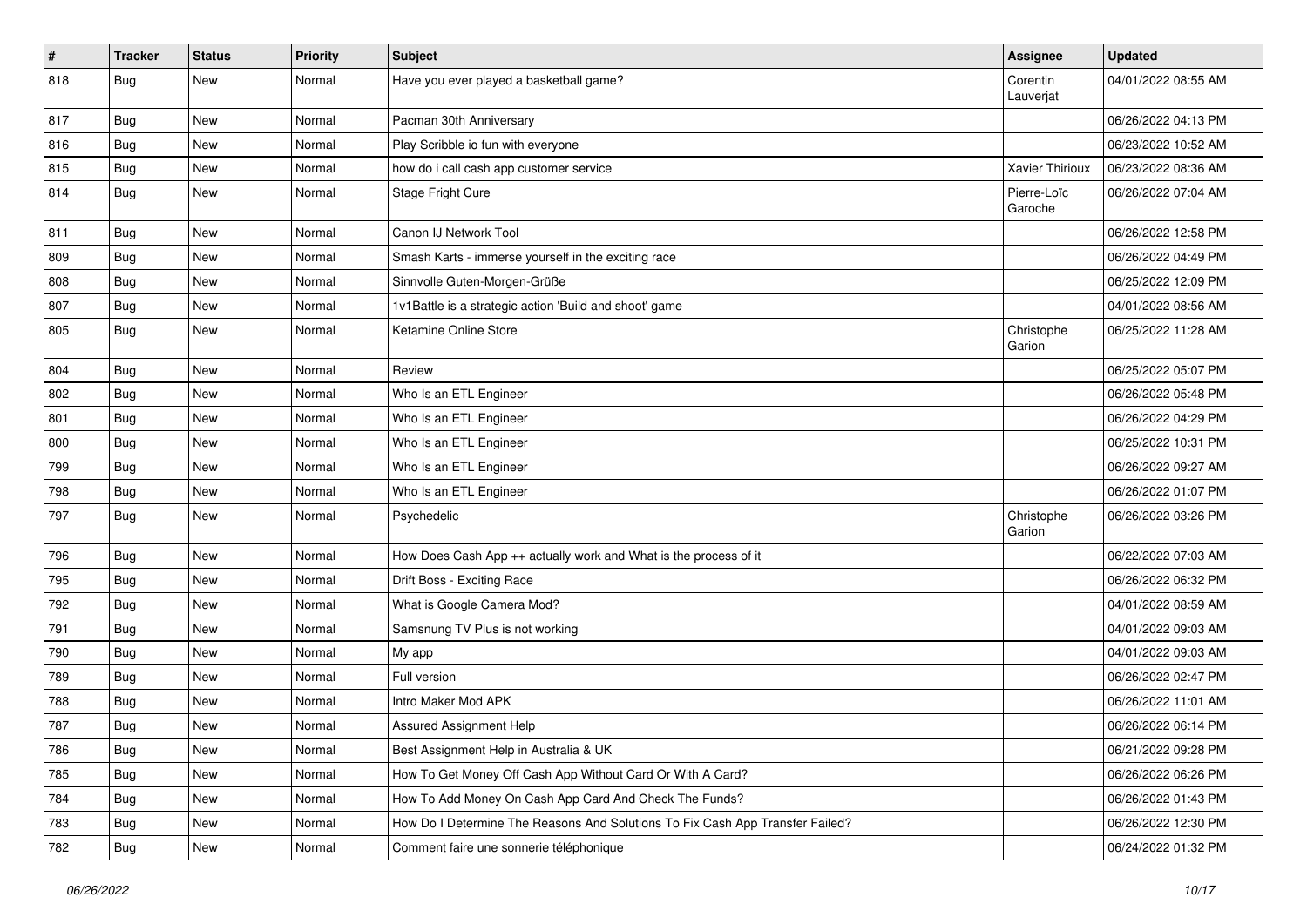| # | Tracker | Status | Priority | Subject | Assignee | Updated |
|---|---|---|---|---|---|---|
| 818 | Bug | New | Normal | Have you ever played a basketball game? | Corentin Lauverjat | 04/01/2022 08:55 AM |
| 817 | Bug | New | Normal | Pacman 30th Anniversary | | 06/26/2022 04:13 PM |
| 816 | Bug | New | Normal | Play Scribble io fun with everyone | | 06/23/2022 10:52 AM |
| 815 | Bug | New | Normal | how do i call cash app customer service | Xavier Thirioux | 06/23/2022 08:36 AM |
| 814 | Bug | New | Normal | Stage Fright Cure | Pierre-Loïc Garoche | 06/26/2022 07:04 AM |
| 811 | Bug | New | Normal | Canon IJ Network Tool | | 06/26/2022 12:58 PM |
| 809 | Bug | New | Normal | Smash Karts - immerse yourself in the exciting race | | 06/26/2022 04:49 PM |
| 808 | Bug | New | Normal | Sinnvolle Guten-Morgen-Grüße | | 06/25/2022 12:09 PM |
| 807 | Bug | New | Normal | 1v1Battle is a strategic action 'Build and shoot' game | | 04/01/2022 08:56 AM |
| 805 | Bug | New | Normal | Ketamine Online Store | Christophe Garion | 06/25/2022 11:28 AM |
| 804 | Bug | New | Normal | Review | | 06/25/2022 05:07 PM |
| 802 | Bug | New | Normal | Who Is an ETL Engineer | | 06/26/2022 05:48 PM |
| 801 | Bug | New | Normal | Who Is an ETL Engineer | | 06/26/2022 04:29 PM |
| 800 | Bug | New | Normal | Who Is an ETL Engineer | | 06/25/2022 10:31 PM |
| 799 | Bug | New | Normal | Who Is an ETL Engineer | | 06/26/2022 09:27 AM |
| 798 | Bug | New | Normal | Who Is an ETL Engineer | | 06/26/2022 01:07 PM |
| 797 | Bug | New | Normal | Psychedelic | Christophe Garion | 06/26/2022 03:26 PM |
| 796 | Bug | New | Normal | How Does Cash App ++ actually work and What is the process of it | | 06/22/2022 07:03 AM |
| 795 | Bug | New | Normal | Drift Boss - Exciting Race | | 06/26/2022 06:32 PM |
| 792 | Bug | New | Normal | What is Google Camera Mod? | | 04/01/2022 08:59 AM |
| 791 | Bug | New | Normal | Samsnung TV Plus is not working | | 04/01/2022 09:03 AM |
| 790 | Bug | New | Normal | My app | | 04/01/2022 09:03 AM |
| 789 | Bug | New | Normal | Full version | | 06/26/2022 02:47 PM |
| 788 | Bug | New | Normal | Intro Maker Mod APK | | 06/26/2022 11:01 AM |
| 787 | Bug | New | Normal | Assured Assignment Help | | 06/26/2022 06:14 PM |
| 786 | Bug | New | Normal | Best Assignment Help in Australia & UK | | 06/21/2022 09:28 PM |
| 785 | Bug | New | Normal | How To Get Money Off Cash App Without Card Or With A Card? | | 06/26/2022 06:26 PM |
| 784 | Bug | New | Normal | How To Add Money On Cash App Card And Check The Funds? | | 06/26/2022 01:43 PM |
| 783 | Bug | New | Normal | How Do I Determine The Reasons And Solutions To Fix Cash App Transfer Failed? | | 06/26/2022 12:30 PM |
| 782 | Bug | New | Normal | Comment faire une sonnerie téléphonique | | 06/24/2022 01:32 PM |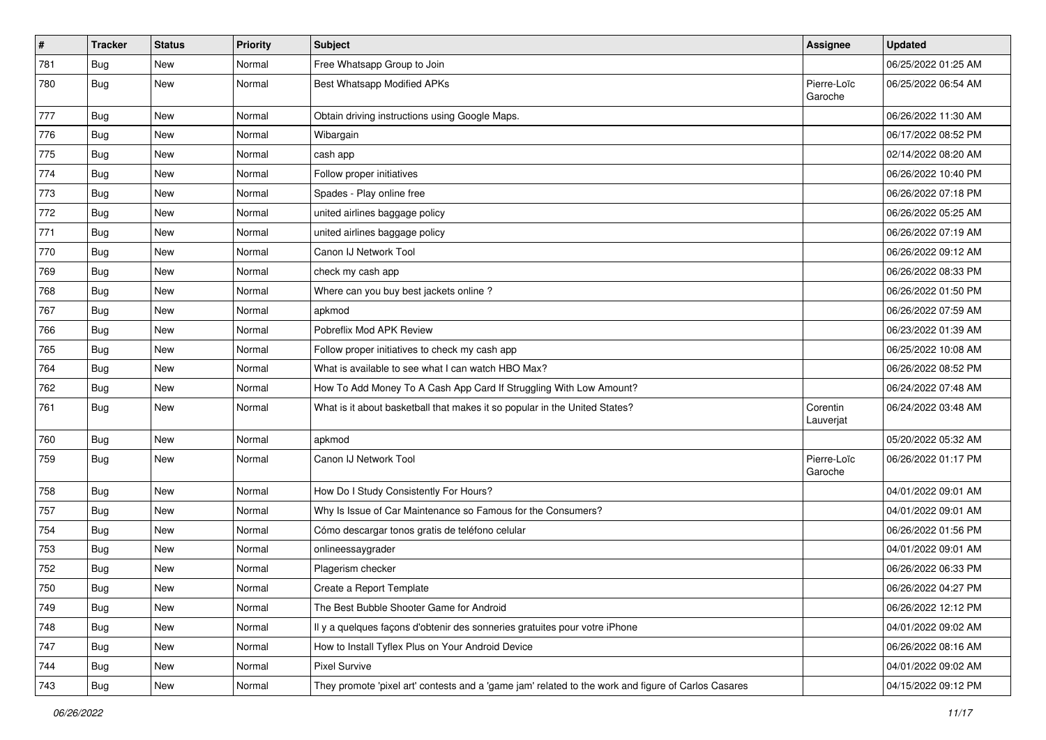| # | Tracker | Status | Priority | Subject | Assignee | Updated |
|---|---|---|---|---|---|---|
| 781 | Bug | New | Normal | Free Whatsapp Group to Join | | 06/25/2022 01:25 AM |
| 780 | Bug | New | Normal | Best Whatsapp Modified APKs | Pierre-Loïc Garoche | 06/25/2022 06:54 AM |
| 777 | Bug | New | Normal | Obtain driving instructions using Google Maps. | | 06/26/2022 11:30 AM |
| 776 | Bug | New | Normal | Wibargain | | 06/17/2022 08:52 PM |
| 775 | Bug | New | Normal | cash app | | 02/14/2022 08:20 AM |
| 774 | Bug | New | Normal | Follow proper initiatives | | 06/26/2022 10:40 PM |
| 773 | Bug | New | Normal | Spades - Play online free | | 06/26/2022 07:18 PM |
| 772 | Bug | New | Normal | united airlines baggage policy | | 06/26/2022 05:25 AM |
| 771 | Bug | New | Normal | united airlines baggage policy | | 06/26/2022 07:19 AM |
| 770 | Bug | New | Normal | Canon IJ Network Tool | | 06/26/2022 09:12 AM |
| 769 | Bug | New | Normal | check my cash app | | 06/26/2022 08:33 PM |
| 768 | Bug | New | Normal | Where can you buy best jackets online ? | | 06/26/2022 01:50 PM |
| 767 | Bug | New | Normal | apkmod | | 06/26/2022 07:59 AM |
| 766 | Bug | New | Normal | Pobreflix Mod APK Review | | 06/23/2022 01:39 AM |
| 765 | Bug | New | Normal | Follow proper initiatives to check my cash app | | 06/25/2022 10:08 AM |
| 764 | Bug | New | Normal | What is available to see what I can watch HBO Max? | | 06/26/2022 08:52 PM |
| 762 | Bug | New | Normal | How To Add Money To A Cash App Card If Struggling With Low Amount? | | 06/24/2022 07:48 AM |
| 761 | Bug | New | Normal | What is it about basketball that makes it so popular in the United States? | Corentin Lauverjat | 06/24/2022 03:48 AM |
| 760 | Bug | New | Normal | apkmod | | 05/20/2022 05:32 AM |
| 759 | Bug | New | Normal | Canon IJ Network Tool | Pierre-Loïc Garoche | 06/26/2022 01:17 PM |
| 758 | Bug | New | Normal | How Do I Study Consistently For Hours? | | 04/01/2022 09:01 AM |
| 757 | Bug | New | Normal | Why Is Issue of Car Maintenance so Famous for the Consumers? | | 04/01/2022 09:01 AM |
| 754 | Bug | New | Normal | Cómo descargar tonos gratis de teléfono celular | | 06/26/2022 01:56 PM |
| 753 | Bug | New | Normal | onlineessaygrader | | 04/01/2022 09:01 AM |
| 752 | Bug | New | Normal | Plagerism checker | | 06/26/2022 06:33 PM |
| 750 | Bug | New | Normal | Create a Report Template | | 06/26/2022 04:27 PM |
| 749 | Bug | New | Normal | The Best Bubble Shooter Game for Android | | 06/26/2022 12:12 PM |
| 748 | Bug | New | Normal | Il y a quelques façons d'obtenir des sonneries gratuites pour votre iPhone | | 04/01/2022 09:02 AM |
| 747 | Bug | New | Normal | How to Install Tyflex Plus on Your Android Device | | 06/26/2022 08:16 AM |
| 744 | Bug | New | Normal | Pixel Survive | | 04/01/2022 09:02 AM |
| 743 | Bug | New | Normal | They promote 'pixel art' contests and a 'game jam' related to the work and figure of Carlos Casares | | 04/15/2022 09:12 PM |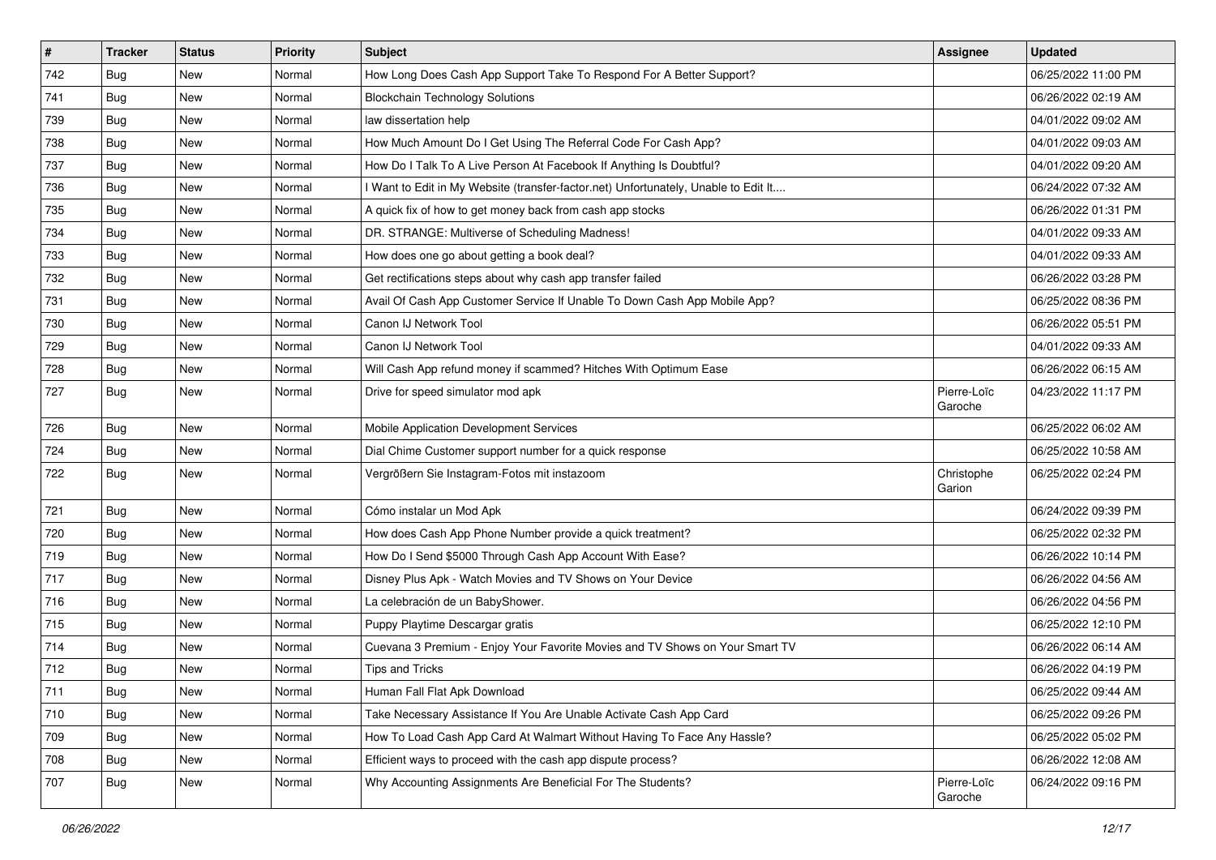| # | Tracker | Status | Priority | Subject | Assignee | Updated |
|---|---|---|---|---|---|---|
| 742 | Bug | New | Normal | How Long Does Cash App Support Take To Respond For A Better Support? | | 06/25/2022 11:00 PM |
| 741 | Bug | New | Normal | Blockchain Technology Solutions | | 06/26/2022 02:19 AM |
| 739 | Bug | New | Normal | law dissertation help | | 04/01/2022 09:02 AM |
| 738 | Bug | New | Normal | How Much Amount Do I Get Using The Referral Code For Cash App? | | 04/01/2022 09:03 AM |
| 737 | Bug | New | Normal | How Do I Talk To A Live Person At Facebook If Anything Is Doubtful? | | 04/01/2022 09:20 AM |
| 736 | Bug | New | Normal | I Want to Edit in My Website (transfer-factor.net) Unfortunately, Unable to Edit It.... | | 06/24/2022 07:32 AM |
| 735 | Bug | New | Normal | A quick fix of how to get money back from cash app stocks | | 06/26/2022 01:31 PM |
| 734 | Bug | New | Normal | DR. STRANGE: Multiverse of Scheduling Madness! | | 04/01/2022 09:33 AM |
| 733 | Bug | New | Normal | How does one go about getting a book deal? | | 04/01/2022 09:33 AM |
| 732 | Bug | New | Normal | Get rectifications steps about why cash app transfer failed | | 06/26/2022 03:28 PM |
| 731 | Bug | New | Normal | Avail Of Cash App Customer Service If Unable To Down Cash App Mobile App? | | 06/25/2022 08:36 PM |
| 730 | Bug | New | Normal | Canon IJ Network Tool | | 06/26/2022 05:51 PM |
| 729 | Bug | New | Normal | Canon IJ Network Tool | | 04/01/2022 09:33 AM |
| 728 | Bug | New | Normal | Will Cash App refund money if scammed? Hitches With Optimum Ease | | 06/26/2022 06:15 AM |
| 727 | Bug | New | Normal | Drive for speed simulator mod apk | Pierre-Loïc Garoche | 04/23/2022 11:17 PM |
| 726 | Bug | New | Normal | Mobile Application Development Services | | 06/25/2022 06:02 AM |
| 724 | Bug | New | Normal | Dial Chime Customer support number for a quick response | | 06/25/2022 10:58 AM |
| 722 | Bug | New | Normal | Vergrößern Sie Instagram-Fotos mit instazoom | Christophe Garion | 06/25/2022 02:24 PM |
| 721 | Bug | New | Normal | Cómo instalar un Mod Apk | | 06/24/2022 09:39 PM |
| 720 | Bug | New | Normal | How does Cash App Phone Number provide a quick treatment? | | 06/25/2022 02:32 PM |
| 719 | Bug | New | Normal | How Do I Send $5000 Through Cash App Account With Ease? | | 06/26/2022 10:14 PM |
| 717 | Bug | New | Normal | Disney Plus Apk - Watch Movies and TV Shows on Your Device | | 06/26/2022 04:56 AM |
| 716 | Bug | New | Normal | La celebración de un BabyShower. | | 06/26/2022 04:56 PM |
| 715 | Bug | New | Normal | Puppy Playtime Descargar gratis | | 06/25/2022 12:10 PM |
| 714 | Bug | New | Normal | Cuevana 3 Premium - Enjoy Your Favorite Movies and TV Shows on Your Smart TV | | 06/26/2022 06:14 AM |
| 712 | Bug | New | Normal | Tips and Tricks | | 06/26/2022 04:19 PM |
| 711 | Bug | New | Normal | Human Fall Flat Apk Download | | 06/25/2022 09:44 AM |
| 710 | Bug | New | Normal | Take Necessary Assistance If You Are Unable Activate Cash App Card | | 06/25/2022 09:26 PM |
| 709 | Bug | New | Normal | How To Load Cash App Card At Walmart Without Having To Face Any Hassle? | | 06/25/2022 05:02 PM |
| 708 | Bug | New | Normal | Efficient ways to proceed with the cash app dispute process? | | 06/26/2022 12:08 AM |
| 707 | Bug | New | Normal | Why Accounting Assignments Are Beneficial For The Students? | Pierre-Loïc Garoche | 06/24/2022 09:16 PM |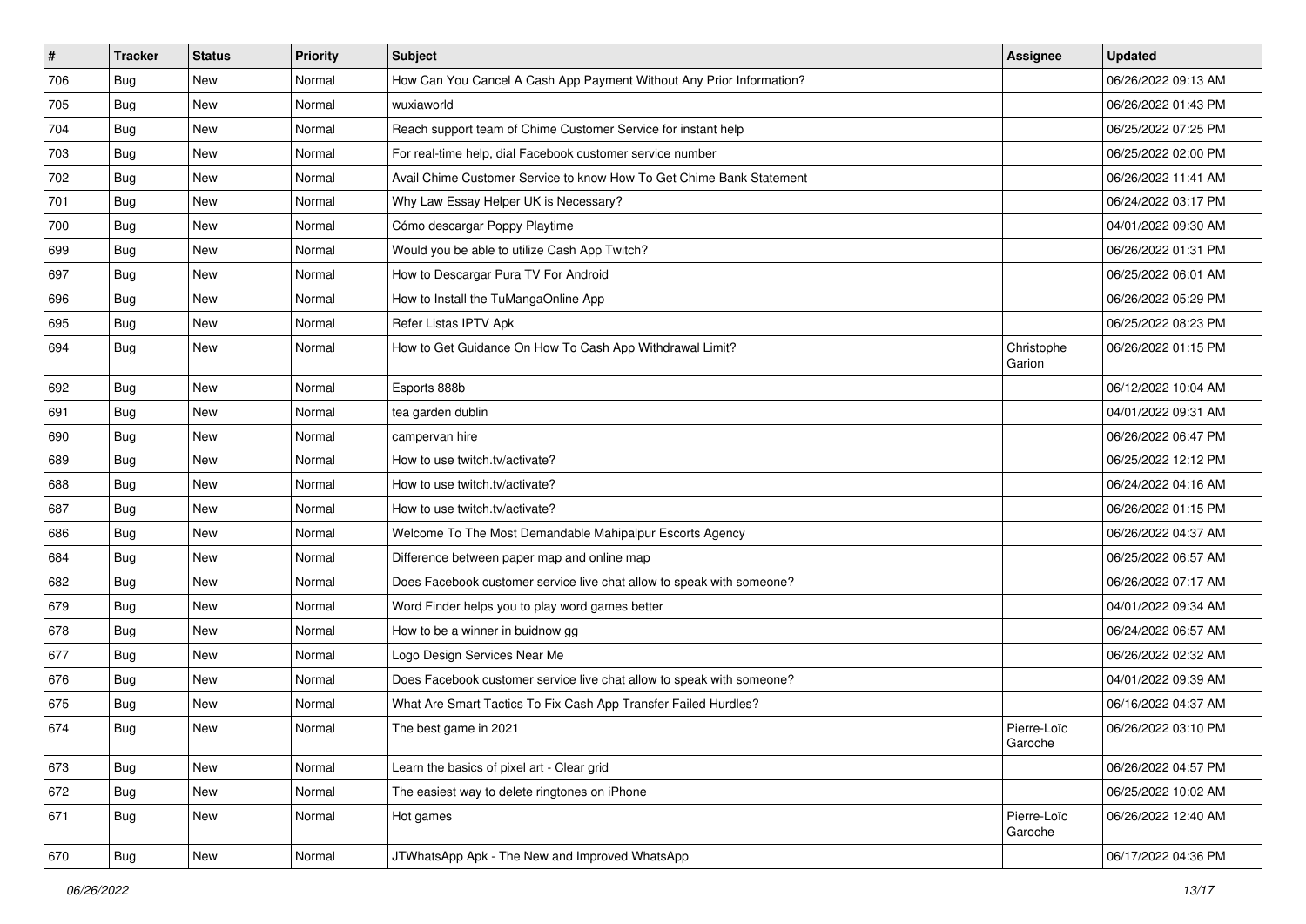| # | Tracker | Status | Priority | Subject | Assignee | Updated |
|---|---|---|---|---|---|---|
| 706 | Bug | New | Normal | How Can You Cancel A Cash App Payment Without Any Prior Information? | | 06/26/2022 09:13 AM |
| 705 | Bug | New | Normal | wuxiaworld | | 06/26/2022 01:43 PM |
| 704 | Bug | New | Normal | Reach support team of Chime Customer Service for instant help | | 06/25/2022 07:25 PM |
| 703 | Bug | New | Normal | For real-time help, dial Facebook customer service number | | 06/25/2022 02:00 PM |
| 702 | Bug | New | Normal | Avail Chime Customer Service to know How To Get Chime Bank Statement | | 06/26/2022 11:41 AM |
| 701 | Bug | New | Normal | Why Law Essay Helper UK is Necessary? | | 06/24/2022 03:17 PM |
| 700 | Bug | New | Normal | Cómo descargar Poppy Playtime | | 04/01/2022 09:30 AM |
| 699 | Bug | New | Normal | Would you be able to utilize Cash App Twitch? | | 06/26/2022 01:31 PM |
| 697 | Bug | New | Normal | How to Descargar Pura TV For Android | | 06/25/2022 06:01 AM |
| 696 | Bug | New | Normal | How to Install the TuMangaOnline App | | 06/26/2022 05:29 PM |
| 695 | Bug | New | Normal | Refer Listas IPTV Apk | | 06/25/2022 08:23 PM |
| 694 | Bug | New | Normal | How to Get Guidance On How To Cash App Withdrawal Limit? | Christophe Garion | 06/26/2022 01:15 PM |
| 692 | Bug | New | Normal | Esports 888b | | 06/12/2022 10:04 AM |
| 691 | Bug | New | Normal | tea garden dublin | | 04/01/2022 09:31 AM |
| 690 | Bug | New | Normal | campervan hire | | 06/26/2022 06:47 PM |
| 689 | Bug | New | Normal | How to use twitch.tv/activate? | | 06/25/2022 12:12 PM |
| 688 | Bug | New | Normal | How to use twitch.tv/activate? | | 06/24/2022 04:16 AM |
| 687 | Bug | New | Normal | How to use twitch.tv/activate? | | 06/26/2022 01:15 PM |
| 686 | Bug | New | Normal | Welcome To The Most Demandable Mahipalpur Escorts Agency | | 06/26/2022 04:37 AM |
| 684 | Bug | New | Normal | Difference between paper map and online map | | 06/25/2022 06:57 AM |
| 682 | Bug | New | Normal | Does Facebook customer service live chat allow to speak with someone? | | 06/26/2022 07:17 AM |
| 679 | Bug | New | Normal | Word Finder helps you to play word games better | | 04/01/2022 09:34 AM |
| 678 | Bug | New | Normal | How to be a winner in buidnow gg | | 06/24/2022 06:57 AM |
| 677 | Bug | New | Normal | Logo Design Services Near Me | | 06/26/2022 02:32 AM |
| 676 | Bug | New | Normal | Does Facebook customer service live chat allow to speak with someone? | | 04/01/2022 09:39 AM |
| 675 | Bug | New | Normal | What Are Smart Tactics To Fix Cash App Transfer Failed Hurdles? | | 06/16/2022 04:37 AM |
| 674 | Bug | New | Normal | The best game in 2021 | Pierre-Loïc Garoche | 06/26/2022 03:10 PM |
| 673 | Bug | New | Normal | Learn the basics of pixel art - Clear grid | | 06/26/2022 04:57 PM |
| 672 | Bug | New | Normal | The easiest way to delete ringtones on iPhone | | 06/25/2022 10:02 AM |
| 671 | Bug | New | Normal | Hot games | Pierre-Loïc Garoche | 06/26/2022 12:40 AM |
| 670 | Bug | New | Normal | JTWhatsApp Apk - The New and Improved WhatsApp | | 06/17/2022 04:36 PM |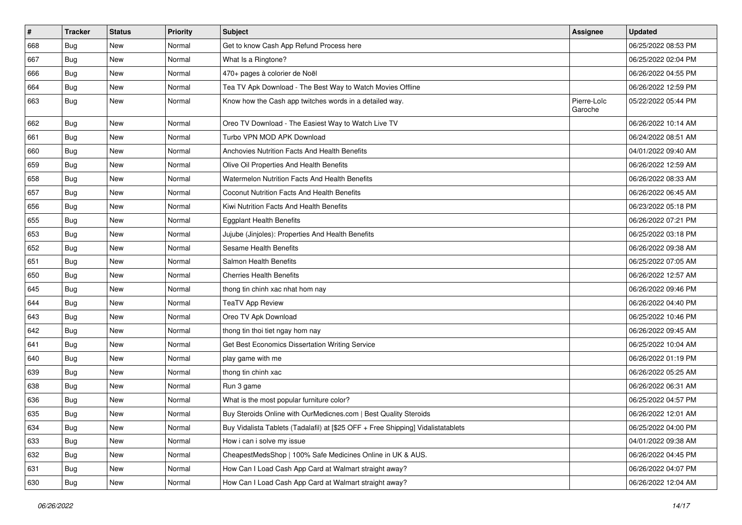| # | Tracker | Status | Priority | Subject | Assignee | Updated |
| --- | --- | --- | --- | --- | --- | --- |
| 668 | Bug | New | Normal | Get to know Cash App Refund Process here | | 06/25/2022 08:53 PM |
| 667 | Bug | New | Normal | What Is a Ringtone? | | 06/25/2022 02:04 PM |
| 666 | Bug | New | Normal | 470+ pages à colorier de Noël | | 06/26/2022 04:55 PM |
| 664 | Bug | New | Normal | Tea TV Apk Download - The Best Way to Watch Movies Offline | | 06/26/2022 12:59 PM |
| 663 | Bug | New | Normal | Know how the Cash app twitches words in a detailed way. | Pierre-Loïc Garoche | 05/22/2022 05:44 PM |
| 662 | Bug | New | Normal | Oreo TV Download - The Easiest Way to Watch Live TV | | 06/26/2022 10:14 AM |
| 661 | Bug | New | Normal | Turbo VPN MOD APK Download | | 06/24/2022 08:51 AM |
| 660 | Bug | New | Normal | Anchovies Nutrition Facts And Health Benefits | | 04/01/2022 09:40 AM |
| 659 | Bug | New | Normal | Olive Oil Properties And Health Benefits | | 06/26/2022 12:59 AM |
| 658 | Bug | New | Normal | Watermelon Nutrition Facts And Health Benefits | | 06/26/2022 08:33 AM |
| 657 | Bug | New | Normal | Coconut Nutrition Facts And Health Benefits | | 06/26/2022 06:45 AM |
| 656 | Bug | New | Normal | Kiwi Nutrition Facts And Health Benefits | | 06/23/2022 05:18 PM |
| 655 | Bug | New | Normal | Eggplant Health Benefits | | 06/26/2022 07:21 PM |
| 653 | Bug | New | Normal | Jujube (Jinjoles): Properties And Health Benefits | | 06/25/2022 03:18 PM |
| 652 | Bug | New | Normal | Sesame Health Benefits | | 06/26/2022 09:38 AM |
| 651 | Bug | New | Normal | Salmon Health Benefits | | 06/25/2022 07:05 AM |
| 650 | Bug | New | Normal | Cherries Health Benefits | | 06/26/2022 12:57 AM |
| 645 | Bug | New | Normal | thong tin chinh xac nhat hom nay | | 06/26/2022 09:46 PM |
| 644 | Bug | New | Normal | TeaTV App Review | | 06/26/2022 04:40 PM |
| 643 | Bug | New | Normal | Oreo TV Apk Download | | 06/25/2022 10:46 PM |
| 642 | Bug | New | Normal | thong tin thoi tiet ngay hom nay | | 06/26/2022 09:45 AM |
| 641 | Bug | New | Normal | Get Best Economics Dissertation Writing Service | | 06/25/2022 10:04 AM |
| 640 | Bug | New | Normal | play game with me | | 06/26/2022 01:19 PM |
| 639 | Bug | New | Normal | thong tin chinh xac | | 06/26/2022 05:25 AM |
| 638 | Bug | New | Normal | Run 3 game | | 06/26/2022 06:31 AM |
| 636 | Bug | New | Normal | What is the most popular furniture color? | | 06/25/2022 04:57 PM |
| 635 | Bug | New | Normal | Buy Steroids Online with OurMedicnes.com \| Best Quality Steroids | | 06/26/2022 12:01 AM |
| 634 | Bug | New | Normal | Buy Vidalista Tablets (Tadalafil) at [$25 OFF + Free Shipping] Vidalistatablets | | 06/25/2022 04:00 PM |
| 633 | Bug | New | Normal | How i can i solve my issue | | 04/01/2022 09:38 AM |
| 632 | Bug | New | Normal | CheapestMedsShop \| 100% Safe Medicines Online in UK & AUS. | | 06/26/2022 04:45 PM |
| 631 | Bug | New | Normal | How Can I Load Cash App Card at Walmart straight away? | | 06/26/2022 04:07 PM |
| 630 | Bug | New | Normal | How Can I Load Cash App Card at Walmart straight away? | | 06/26/2022 12:04 AM |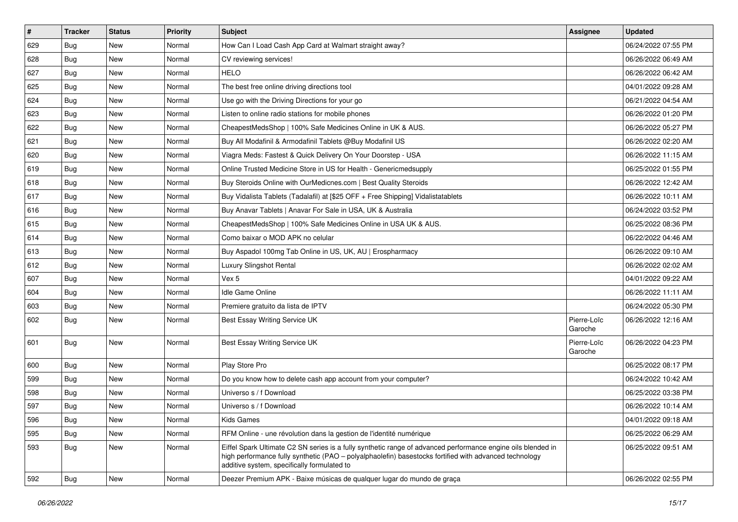| # | Tracker | Status | Priority | Subject | Assignee | Updated |
|---|---|---|---|---|---|---|
| 629 | Bug | New | Normal | How Can I Load Cash App Card at Walmart straight away? | | 06/24/2022 07:55 PM |
| 628 | Bug | New | Normal | CV reviewing services! | | 06/26/2022 06:49 AM |
| 627 | Bug | New | Normal | HELO | | 06/26/2022 06:42 AM |
| 625 | Bug | New | Normal | The best free online driving directions tool | | 04/01/2022 09:28 AM |
| 624 | Bug | New | Normal | Use go with the Driving Directions for your go | | 06/21/2022 04:54 AM |
| 623 | Bug | New | Normal | Listen to online radio stations for mobile phones | | 06/26/2022 01:20 PM |
| 622 | Bug | New | Normal | CheapestMedsShop \| 100% Safe Medicines Online in UK & AUS. | | 06/26/2022 05:27 PM |
| 621 | Bug | New | Normal | Buy All Modafinil & Armodafinil Tablets @Buy Modafinil US | | 06/26/2022 02:20 AM |
| 620 | Bug | New | Normal | Viagra Meds: Fastest & Quick Delivery On Your Doorstep - USA | | 06/26/2022 11:15 AM |
| 619 | Bug | New | Normal | Online Trusted Medicine Store in US for Health - Genericmedsupply | | 06/25/2022 01:55 PM |
| 618 | Bug | New | Normal | Buy Steroids Online with OurMedicnes.com \| Best Quality Steroids | | 06/26/2022 12:42 AM |
| 617 | Bug | New | Normal | Buy Vidalista Tablets (Tadalafil) at [$25 OFF + Free Shipping] Vidalistatablets | | 06/26/2022 10:11 AM |
| 616 | Bug | New | Normal | Buy Anavar Tablets \| Anavar For Sale in USA, UK & Australia | | 06/24/2022 03:52 PM |
| 615 | Bug | New | Normal | CheapestMedsShop \| 100% Safe Medicines Online in USA UK & AUS. | | 06/25/2022 08:36 PM |
| 614 | Bug | New | Normal | Como baixar o MOD APK no celular | | 06/22/2022 04:46 AM |
| 613 | Bug | New | Normal | Buy Aspadol 100mg Tab Online in US, UK, AU \| Erospharmacy | | 06/26/2022 09:10 AM |
| 612 | Bug | New | Normal | Luxury Slingshot Rental | | 06/26/2022 02:02 AM |
| 607 | Bug | New | Normal | Vex 5 | | 04/01/2022 09:22 AM |
| 604 | Bug | New | Normal | Idle Game Online | | 06/26/2022 11:11 AM |
| 603 | Bug | New | Normal | Premiere gratuito da lista de IPTV | | 06/24/2022 05:30 PM |
| 602 | Bug | New | Normal | Best Essay Writing Service UK | Pierre-Loïc Garoche | 06/26/2022 12:16 AM |
| 601 | Bug | New | Normal | Best Essay Writing Service UK | Pierre-Loïc Garoche | 06/26/2022 04:23 PM |
| 600 | Bug | New | Normal | Play Store Pro | | 06/25/2022 08:17 PM |
| 599 | Bug | New | Normal | Do you know how to delete cash app account from your computer? | | 06/24/2022 10:42 AM |
| 598 | Bug | New | Normal | Universo s / f Download | | 06/25/2022 03:38 PM |
| 597 | Bug | New | Normal | Universo s / f Download | | 06/26/2022 10:14 AM |
| 596 | Bug | New | Normal | Kids Games | | 04/01/2022 09:18 AM |
| 595 | Bug | New | Normal | RFM Online - une révolution dans la gestion de l'identité numérique | | 06/25/2022 06:29 AM |
| 593 | Bug | New | Normal | Eiffel Spark Ultimate C2 SN series is a fully synthetic range of advanced performance engine oils blended in high performance fully synthetic (PAO – polyalphaolefin) basestocks fortified with advanced technology additive system, specifically formulated to | | 06/25/2022 09:51 AM |
| 592 | Bug | New | Normal | Deezer Premium APK - Baixe músicas de qualquer lugar do mundo de graça | | 06/26/2022 02:55 PM |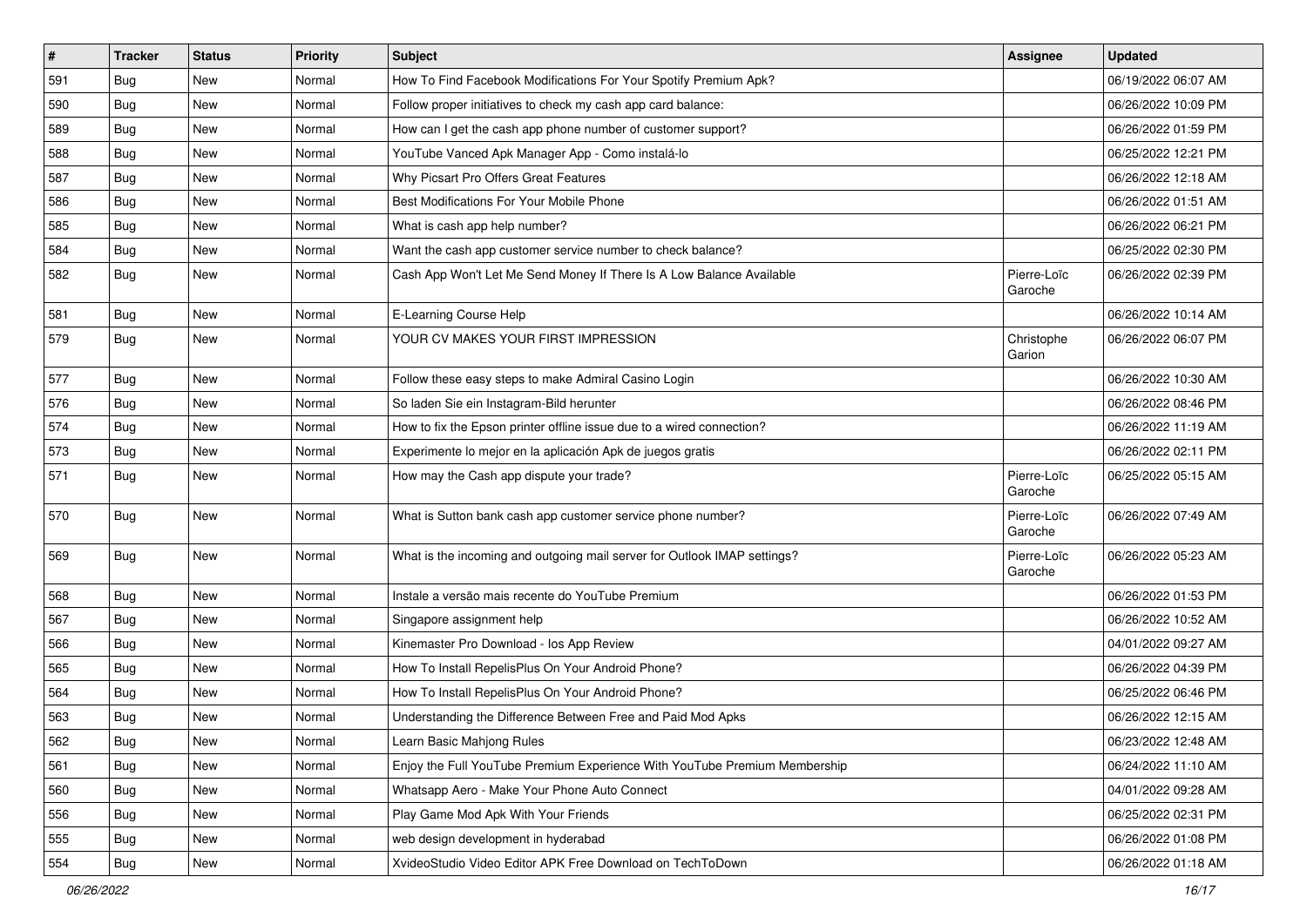| # | Tracker | Status | Priority | Subject | Assignee | Updated |
| --- | --- | --- | --- | --- | --- | --- |
| 591 | Bug | New | Normal | How To Find Facebook Modifications For Your Spotify Premium Apk? | | 06/19/2022 06:07 AM |
| 590 | Bug | New | Normal | Follow proper initiatives to check my cash app card balance: | | 06/26/2022 10:09 PM |
| 589 | Bug | New | Normal | How can I get the cash app phone number of customer support? | | 06/26/2022 01:59 PM |
| 588 | Bug | New | Normal | YouTube Vanced Apk Manager App - Como instalá-lo | | 06/25/2022 12:21 PM |
| 587 | Bug | New | Normal | Why Picsart Pro Offers Great Features | | 06/26/2022 12:18 AM |
| 586 | Bug | New | Normal | Best Modifications For Your Mobile Phone | | 06/26/2022 01:51 AM |
| 585 | Bug | New | Normal | What is cash app help number? | | 06/26/2022 06:21 PM |
| 584 | Bug | New | Normal | Want the cash app customer service number to check balance? | | 06/25/2022 02:30 PM |
| 582 | Bug | New | Normal | Cash App Won't Let Me Send Money If There Is A Low Balance Available | Pierre-Loïc Garoche | 06/26/2022 02:39 PM |
| 581 | Bug | New | Normal | E-Learning Course Help | | 06/26/2022 10:14 AM |
| 579 | Bug | New | Normal | YOUR CV MAKES YOUR FIRST IMPRESSION | Christophe Garion | 06/26/2022 06:07 PM |
| 577 | Bug | New | Normal | Follow these easy steps to make Admiral Casino Login | | 06/26/2022 10:30 AM |
| 576 | Bug | New | Normal | So laden Sie ein Instagram-Bild herunter | | 06/26/2022 08:46 PM |
| 574 | Bug | New | Normal | How to fix the Epson printer offline issue due to a wired connection? | | 06/26/2022 11:19 AM |
| 573 | Bug | New | Normal | Experimente lo mejor en la aplicación Apk de juegos gratis | | 06/26/2022 02:11 PM |
| 571 | Bug | New | Normal | How may the Cash app dispute your trade? | Pierre-Loïc Garoche | 06/25/2022 05:15 AM |
| 570 | Bug | New | Normal | What is Sutton bank cash app customer service phone number? | Pierre-Loïc Garoche | 06/26/2022 07:49 AM |
| 569 | Bug | New | Normal | What is the incoming and outgoing mail server for Outlook IMAP settings? | Pierre-Loïc Garoche | 06/26/2022 05:23 AM |
| 568 | Bug | New | Normal | Instale a versão mais recente do YouTube Premium | | 06/26/2022 01:53 PM |
| 567 | Bug | New | Normal | Singapore assignment help | | 06/26/2022 10:52 AM |
| 566 | Bug | New | Normal | Kinemaster Pro Download - Ios App Review | | 04/01/2022 09:27 AM |
| 565 | Bug | New | Normal | How To Install RepelisPlus On Your Android Phone? | | 06/26/2022 04:39 PM |
| 564 | Bug | New | Normal | How To Install RepelisPlus On Your Android Phone? | | 06/25/2022 06:46 PM |
| 563 | Bug | New | Normal | Understanding the Difference Between Free and Paid Mod Apks | | 06/26/2022 12:15 AM |
| 562 | Bug | New | Normal | Learn Basic Mahjong Rules | | 06/23/2022 12:48 AM |
| 561 | Bug | New | Normal | Enjoy the Full YouTube Premium Experience With YouTube Premium Membership | | 06/24/2022 11:10 AM |
| 560 | Bug | New | Normal | Whatsapp Aero - Make Your Phone Auto Connect | | 04/01/2022 09:28 AM |
| 556 | Bug | New | Normal | Play Game Mod Apk With Your Friends | | 06/25/2022 02:31 PM |
| 555 | Bug | New | Normal | web design development in hyderabad | | 06/26/2022 01:08 PM |
| 554 | Bug | New | Normal | XvideoStudio Video Editor APK Free Download on TechToDown | | 06/26/2022 01:18 AM |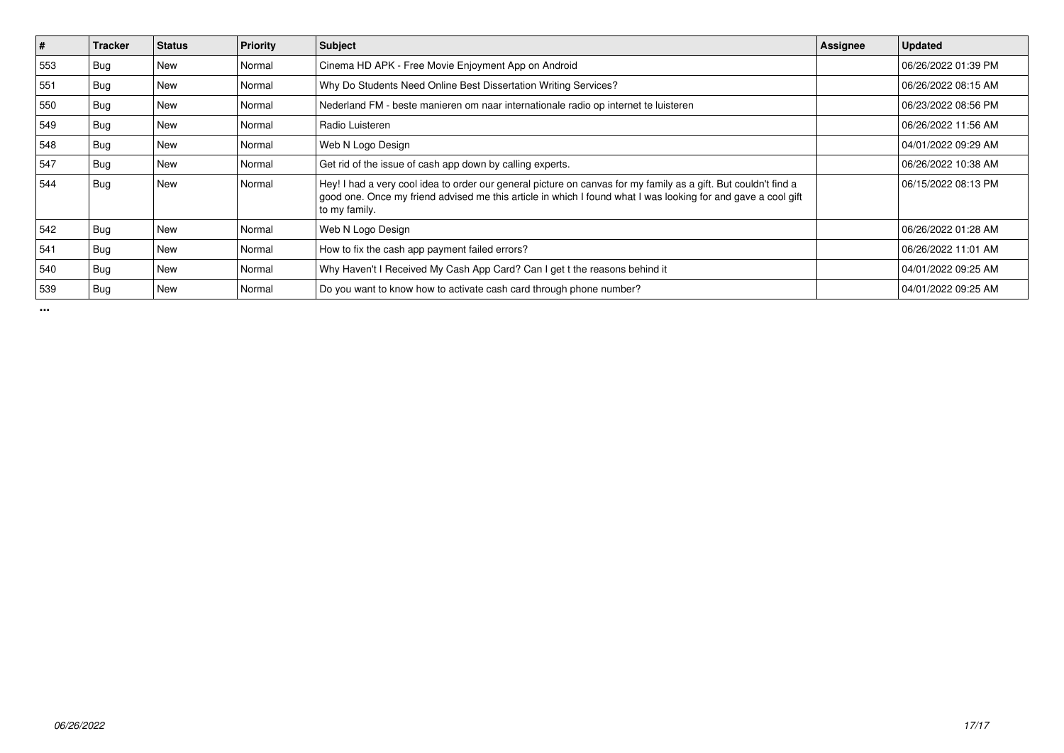| # | Tracker | Status | Priority | Subject | Assignee | Updated |
|---|---|---|---|---|---|---|
| 553 | Bug | New | Normal | Cinema HD APK - Free Movie Enjoyment App on Android | | 06/26/2022 01:39 PM |
| 551 | Bug | New | Normal | Why Do Students Need Online Best Dissertation Writing Services? | | 06/26/2022 08:15 AM |
| 550 | Bug | New | Normal | Nederland FM - beste manieren om naar internationale radio op internet te luisteren | | 06/23/2022 08:56 PM |
| 549 | Bug | New | Normal | Radio Luisteren | | 06/26/2022 11:56 AM |
| 548 | Bug | New | Normal | Web N Logo Design | | 04/01/2022 09:29 AM |
| 547 | Bug | New | Normal | Get rid of the issue of cash app down by calling experts. | | 06/26/2022 10:38 AM |
| 544 | Bug | New | Normal | Hey! I had a very cool idea to order our general picture on canvas for my family as a gift. But couldn't find a good one. Once my friend advised me this article in which I found what I was looking for and gave a cool gift to my family. | | 06/15/2022 08:13 PM |
| 542 | Bug | New | Normal | Web N Logo Design | | 06/26/2022 01:28 AM |
| 541 | Bug | New | Normal | How to fix the cash app payment failed errors? | | 06/26/2022 11:01 AM |
| 540 | Bug | New | Normal | Why Haven't I Received My Cash App Card? Can I get t the reasons behind it | | 04/01/2022 09:25 AM |
| 539 | Bug | New | Normal | Do you want to know how to activate cash card through phone number? | | 04/01/2022 09:25 AM |

...